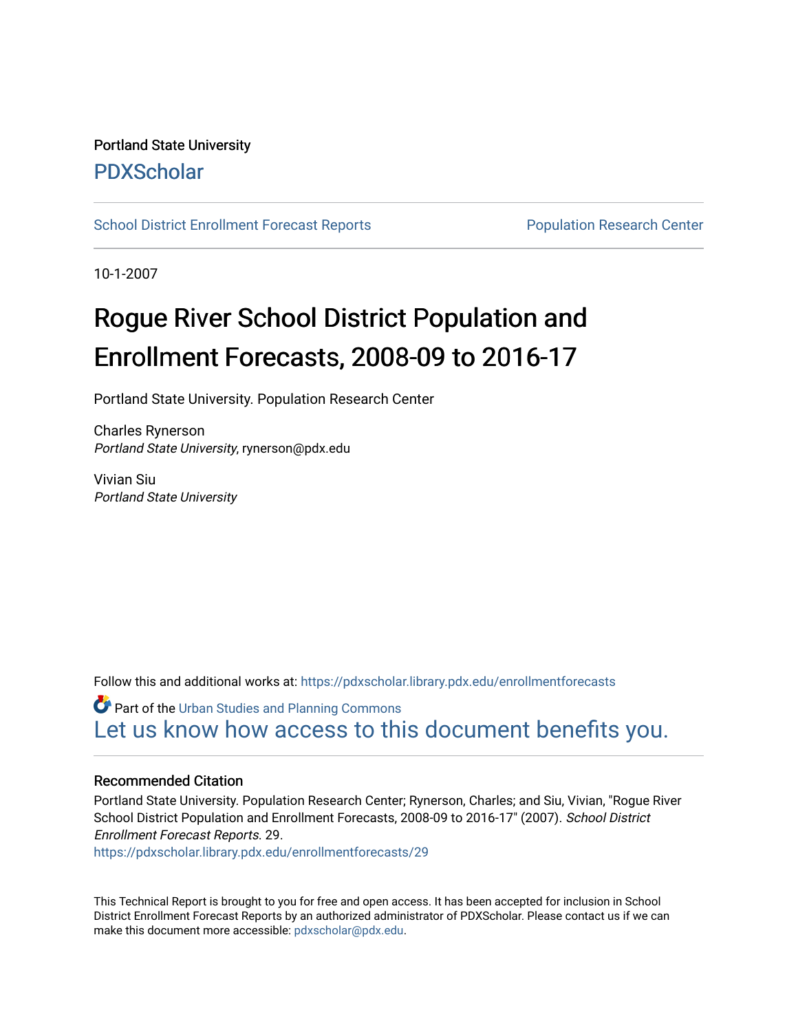Portland State University

PDXScholar

School District Enrollment Forecast Reports | Population Research Center

10-1-2007

# Rogue River School District Population and Enrollment Forecasts, 2008-09 to 2016-17

Portland State University. Population Research Center

Charles Rynerson
*Portland State University*, rynerson@pdx.edu

Vivian Siu
*Portland State University*

Follow this and additional works at: https://pdxscholar.library.pdx.edu/enrollmentforecasts

Part of the Urban Studies and Planning Commons

Let us know how access to this document benefits you.

### Recommended Citation

Portland State University. Population Research Center; Rynerson, Charles; and Siu, Vivian, "Rogue River School District Population and Enrollment Forecasts, 2008-09 to 2016-17" (2007). *School District Enrollment Forecast Reports*. 29.
https://pdxscholar.library.pdx.edu/enrollmentforecasts/29

This Technical Report is brought to you for free and open access. It has been accepted for inclusion in School District Enrollment Forecast Reports by an authorized administrator of PDXScholar. Please contact us if we can make this document more accessible: pdxscholar@pdx.edu.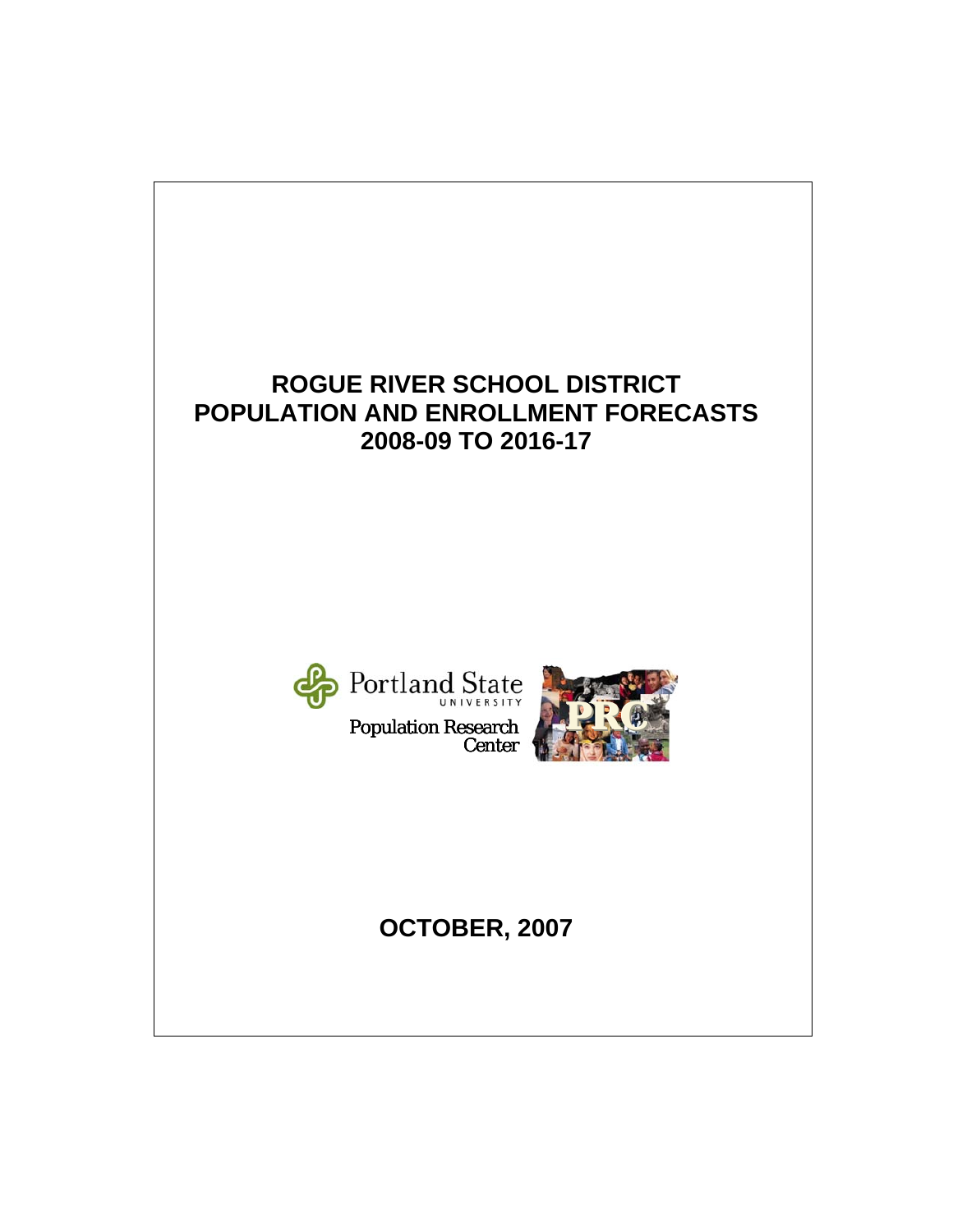# ROGUE RIVER SCHOOL DISTRICT
# POPULATION AND ENROLLMENT FORECASTS
# 2008-09 TO 2016-17

Portland State UNIVERSITY

Population Research Center

PRC

**OCTOBER, 2007**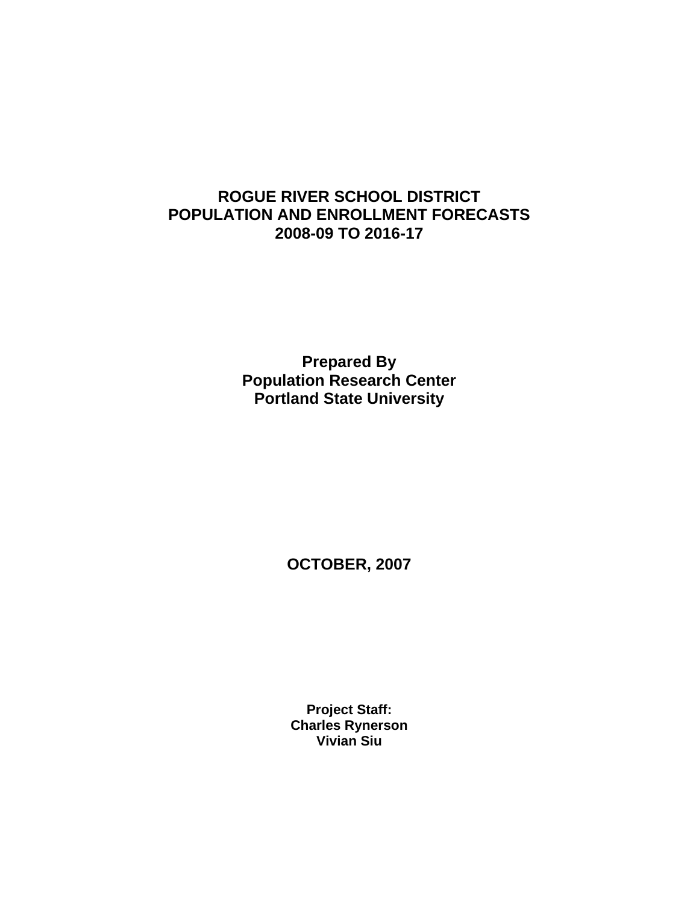# ROGUE RIVER SCHOOL DISTRICT
# POPULATION AND ENROLLMENT FORECASTS
# 2008-09 TO 2016-17

**Prepared By**
**Population Research Center**
**Portland State University**

**OCTOBER, 2007**

**Project Staff:**
**Charles Rynerson**
**Vivian Siu**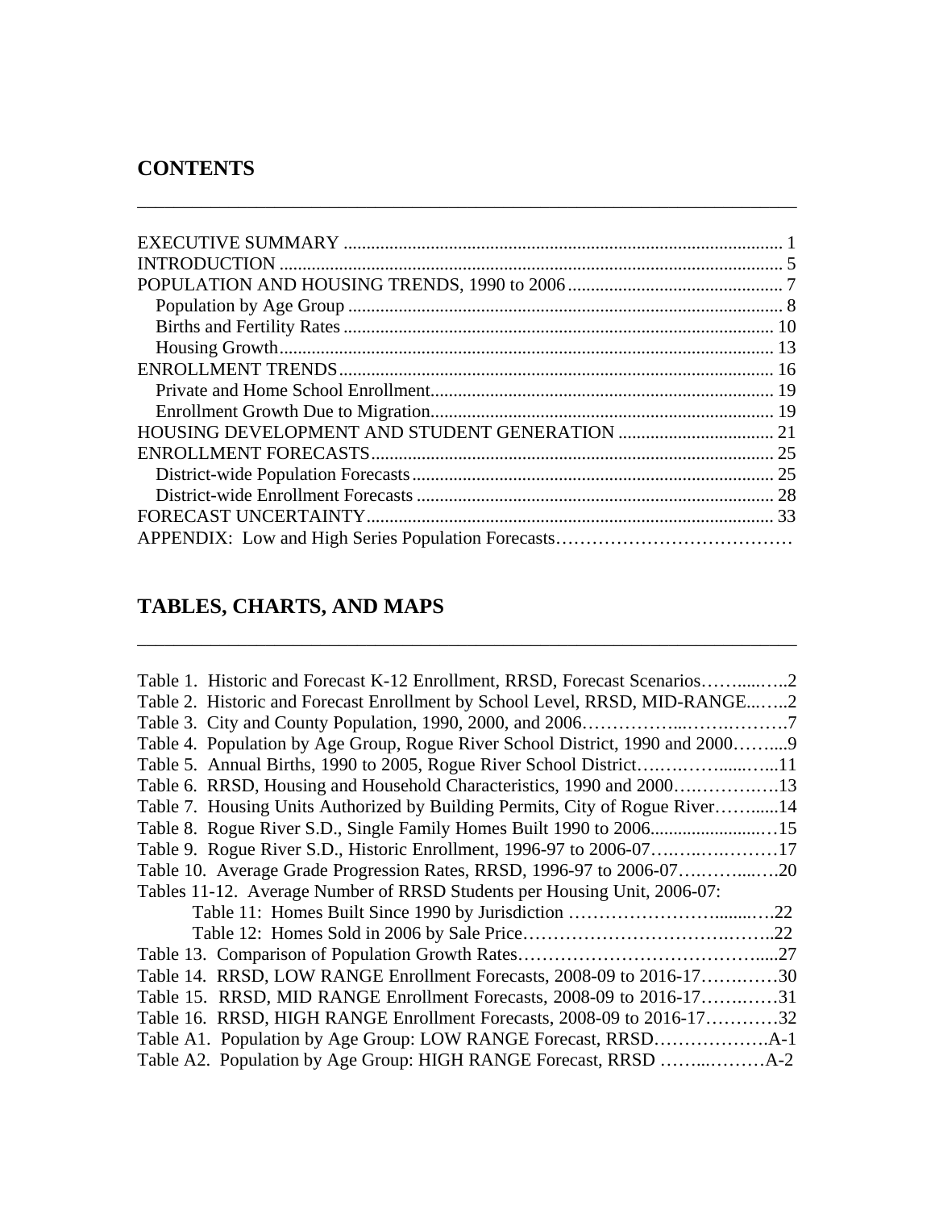## CONTENTS

EXECUTIVE SUMMARY ............................................................................................... 1
INTRODUCTION ............................................................................................................. 5
POPULATION AND HOUSING TRENDS, 1990 to 2006 ............................................... 7
  Population by Age Group ............................................................................................. 8
  Births and Fertility Rates ............................................................................................. 10
  Housing Growth........................................................................................................... 13
ENROLLMENT TRENDS.............................................................................................. 16
  Private and Home School Enrollment.......................................................................... 19
  Enrollment Growth Due to Migration.......................................................................... 19
HOUSING DEVELOPMENT AND STUDENT GENERATION .................................. 21
ENROLLMENT FORECASTS....................................................................................... 25
  District-wide Population Forecasts .............................................................................. 25
  District-wide Enrollment Forecasts ............................................................................. 28
FORECAST UNCERTAINTY........................................................................................ 33
APPENDIX: Low and High Series Population Forecasts…………………………………

## TABLES, CHARTS, AND MAPS

Table 1. Historic and Forecast K-12 Enrollment, RRSD, Forecast Scenarios……....…..2
Table 2. Historic and Forecast Enrollment by School Level, RRSD, MID-RANGE...…..2
Table 3. City and County Population, 1990, 2000, and 2006……………...…….………7
Table 4. Population by Age Group, Rogue River School District, 1990 and 2000……....9
Table 5. Annual Births, 1990 to 2005, Rogue River School District….….……......…...11
Table 6. RRSD, Housing and Household Characteristics, 1990 and 2000….……….….13
Table 7. Housing Units Authorized by Building Permits, City of Rogue River……......14
Table 8. Rogue River S.D., Single Family Homes Built 1990 to 2006.........................…15
Table 9. Rogue River S.D., Historic Enrollment, 1996-97 to 2006-07……..….……….17
Table 10. Average Grade Progression Rates, RRSD, 1996-97 to 2006-07….……....….20
Tables 11-12. Average Number of RRSD Students per Housing Unit, 2006-07:
  Table 11: Homes Built Since 1990 by Jurisdiction …………………….......….22
  Table 12: Homes Sold in 2006 by Sale Price…………………………….……..22
Table 13. Comparison of Population Growth Rates………………………………….....27
Table 14. RRSD, LOW RANGE Enrollment Forecasts, 2008-09 to 2016-17……..……30
Table 15. RRSD, MID RANGE Enrollment Forecasts, 2008-09 to 2016-17……..……31
Table 16. RRSD, HIGH RANGE Enrollment Forecasts, 2008-09 to 2016-17…………32
Table A1. Population by Age Group: LOW RANGE Forecast, RRSD……………….A-1
Table A2. Population by Age Group: HIGH RANGE Forecast, RRSD ……...………A-2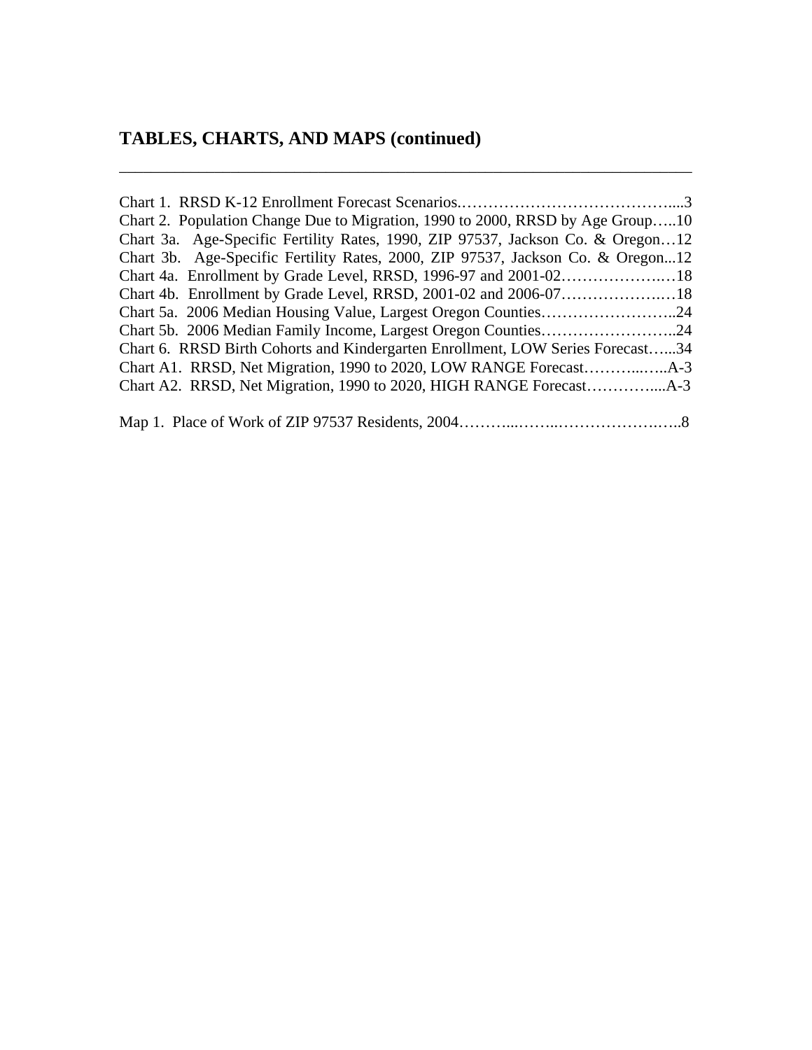## TABLES, CHARTS, AND MAPS (continued)

---

Chart 1. RRSD K-12 Enrollment Forecast Scenarios.…………………………………....3
Chart 2. Population Change Due to Migration, 1990 to 2000, RRSD by Age Group…..10
Chart 3a. Age-Specific Fertility Rates, 1990, ZIP 97537, Jackson Co. & Oregon…12
Chart 3b. Age-Specific Fertility Rates, 2000, ZIP 97537, Jackson Co. & Oregon...12
Chart 4a. Enrollment by Grade Level, RRSD, 1996-97 and 2001-02…………………18
Chart 4b. Enrollment by Grade Level, RRSD, 2001-02 and 2006-07…………………18
Chart 5a. 2006 Median Housing Value, Largest Oregon Counties……………………..24
Chart 5b. 2006 Median Family Income, Largest Oregon Counties……………………..24
Chart 6. RRSD Birth Cohorts and Kindergarten Enrollment, LOW Series Forecast…...34
Chart A1. RRSD, Net Migration, 1990 to 2020, LOW RANGE Forecast………..…..A-3
Chart A2. RRSD, Net Migration, 1990 to 2020, HIGH RANGE Forecast…………....A-3

Map 1. Place of Work of ZIP 97537 Residents, 2004………...……..………………….…..8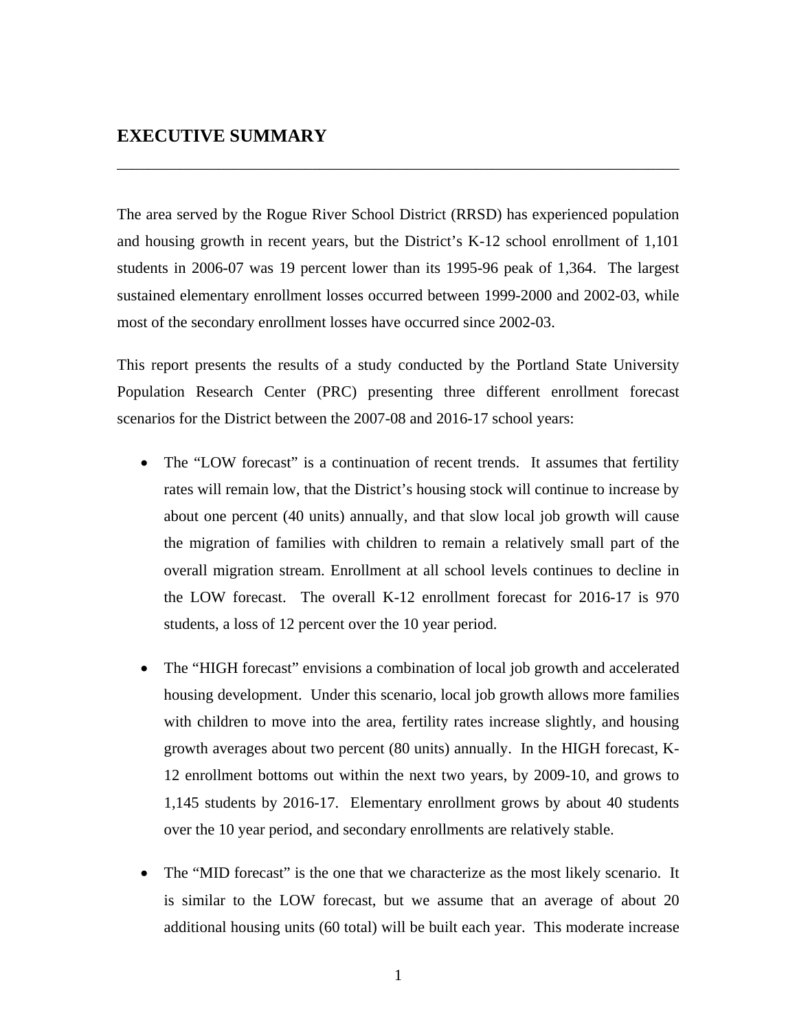# EXECUTIVE SUMMARY

The area served by the Rogue River School District (RRSD) has experienced population and housing growth in recent years, but the District's K-12 school enrollment of 1,101 students in 2006-07 was 19 percent lower than its 1995-96 peak of 1,364. The largest sustained elementary enrollment losses occurred between 1999-2000 and 2002-03, while most of the secondary enrollment losses have occurred since 2002-03.

This report presents the results of a study conducted by the Portland State University Population Research Center (PRC) presenting three different enrollment forecast scenarios for the District between the 2007-08 and 2016-17 school years:

- The "LOW forecast" is a continuation of recent trends. It assumes that fertility rates will remain low, that the District's housing stock will continue to increase by about one percent (40 units) annually, and that slow local job growth will cause the migration of families with children to remain a relatively small part of the overall migration stream. Enrollment at all school levels continues to decline in the LOW forecast. The overall K-12 enrollment forecast for 2016-17 is 970 students, a loss of 12 percent over the 10 year period.

- The "HIGH forecast" envisions a combination of local job growth and accelerated housing development. Under this scenario, local job growth allows more families with children to move into the area, fertility rates increase slightly, and housing growth averages about two percent (80 units) annually. In the HIGH forecast, K-12 enrollment bottoms out within the next two years, by 2009-10, and grows to 1,145 students by 2016-17. Elementary enrollment grows by about 40 students over the 10 year period, and secondary enrollments are relatively stable.

- The "MID forecast" is the one that we characterize as the most likely scenario. It is similar to the LOW forecast, but we assume that an average of about 20 additional housing units (60 total) will be built each year. This moderate increase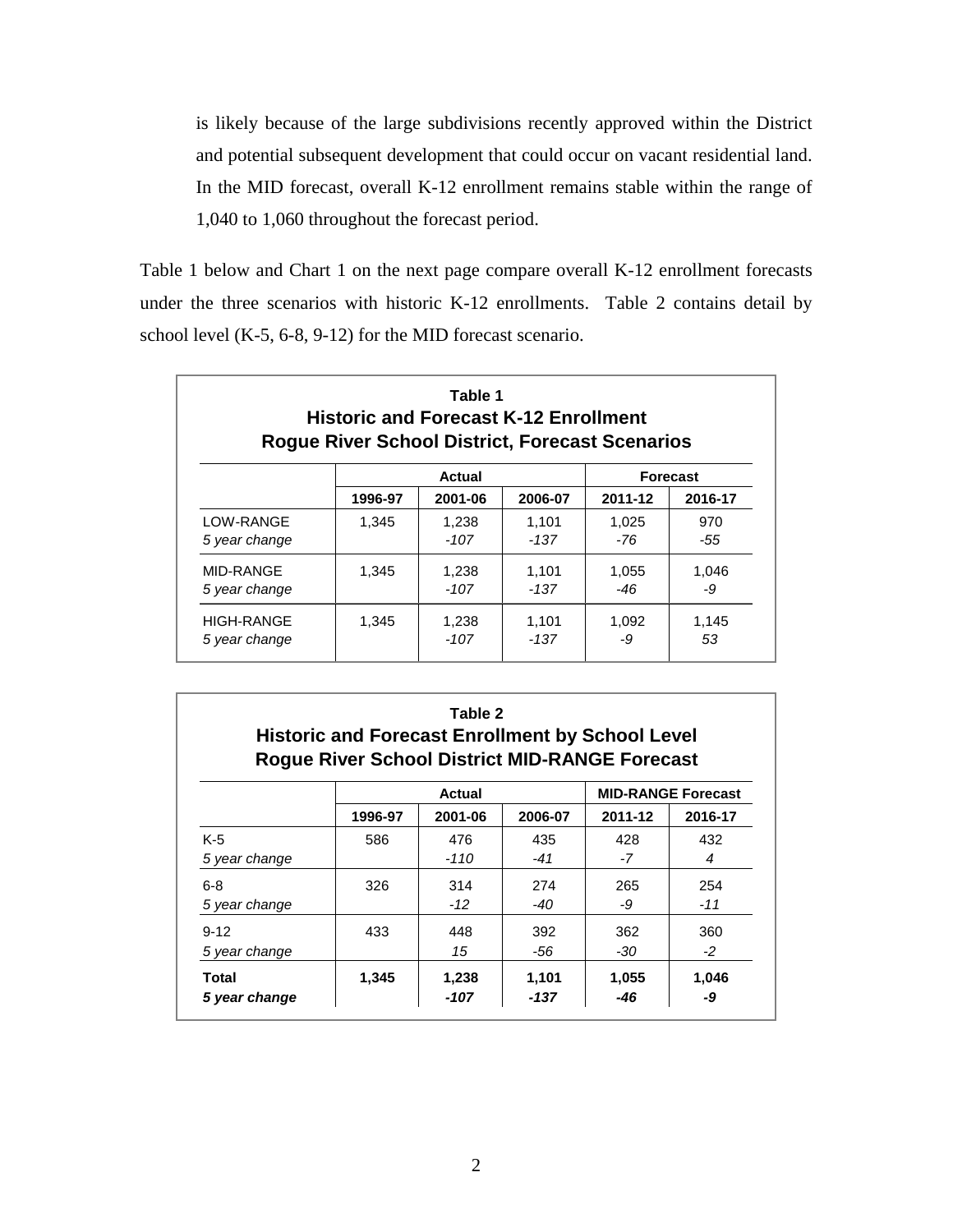is likely because of the large subdivisions recently approved within the District and potential subsequent development that could occur on vacant residential land. In the MID forecast, overall K-12 enrollment remains stable within the range of 1,040 to 1,060 throughout the forecast period.

Table 1 below and Chart 1 on the next page compare overall K-12 enrollment forecasts under the three scenarios with historic K-12 enrollments. Table 2 contains detail by school level (K-5, 6-8, 9-12) for the MID forecast scenario.

**Table 1**
**Historic and Forecast K-12 Enrollment**
**Rogue River School District, Forecast Scenarios**

| | Actual | | | Forecast | |
|---|---|---|---|---|---|
| | 1996-97 | 2001-06 | 2006-07 | 2011-12 | 2016-17 |
| LOW-RANGE | 1,345 | 1,238 | 1,101 | 1,025 | 970 |
| *5 year change* | | *-107* | *-137* | *-76* | *-55* |
| MID-RANGE | 1,345 | 1,238 | 1,101 | 1,055 | 1,046 |
| *5 year change* | | *-107* | *-137* | *-46* | *-9* |
| HIGH-RANGE | 1,345 | 1,238 | 1,101 | 1,092 | 1,145 |
| *5 year change* | | *-107* | *-137* | *-9* | *53* |

**Table 2**
**Historic and Forecast Enrollment by School Level**
**Rogue River School District MID-RANGE Forecast**

| | Actual | | | MID-RANGE Forecast | |
|---|---|---|---|---|---|
| | 1996-97 | 2001-06 | 2006-07 | 2011-12 | 2016-17 |
| K-5 | 586 | 476 | 435 | 428 | 432 |
| *5 year change* | | *-110* | *-41* | *-7* | *4* |
| 6-8 | 326 | 314 | 274 | 265 | 254 |
| *5 year change* | | *-12* | *-40* | *-9* | *-11* |
| 9-12 | 433 | 448 | 392 | 362 | 360 |
| *5 year change* | | *15* | *-56* | *-30* | *-2* |
| **Total** | **1,345** | **1,238** | **1,101** | **1,055** | **1,046** |
| ***5 year change*** | | ***-107*** | ***-137*** | ***-46*** | ***-9*** |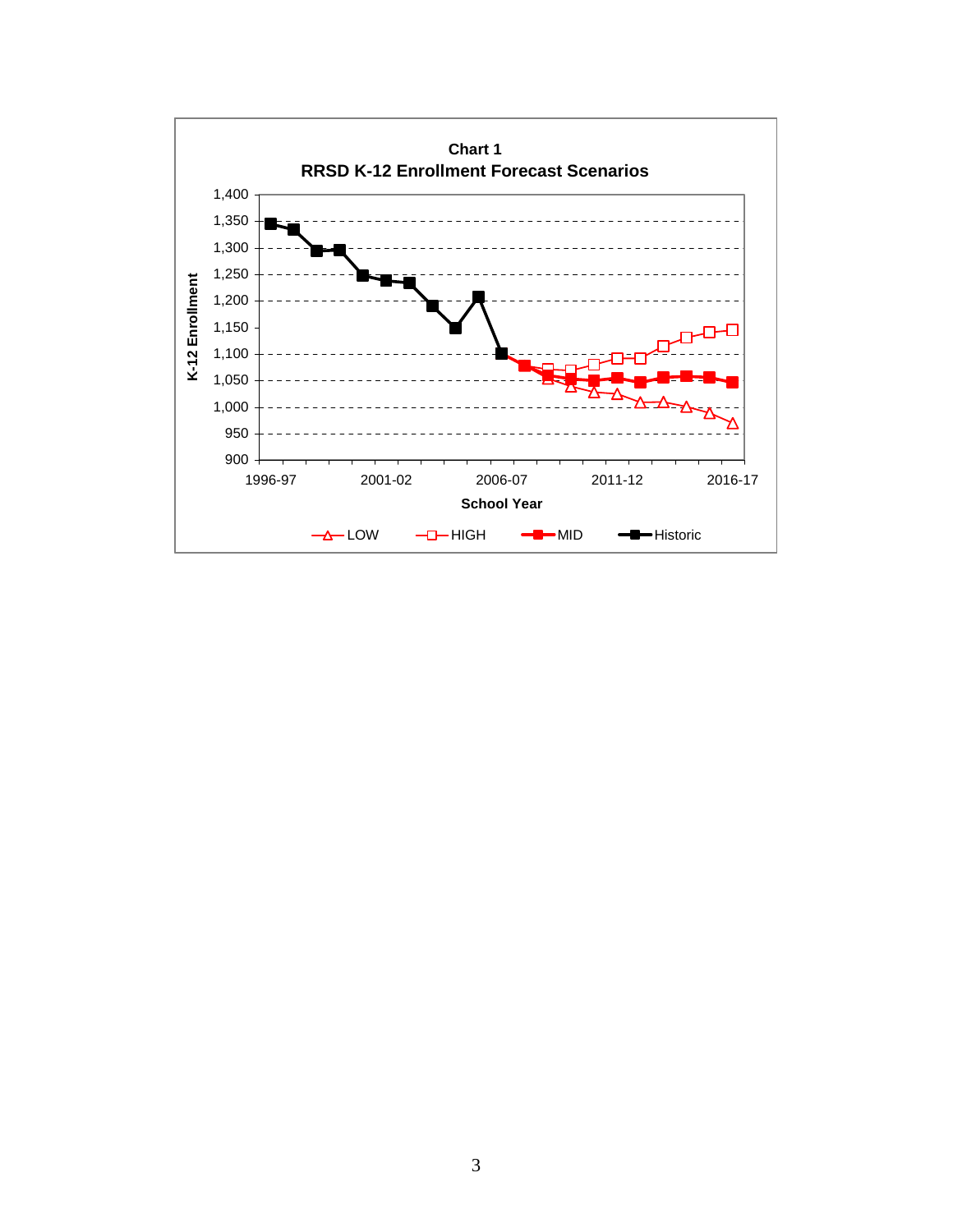**Chart 1**

**RRSD K-12 Enrollment Forecast Scenarios**

K-12 Enrollment

School Year

LOW | HIGH | MID | Historic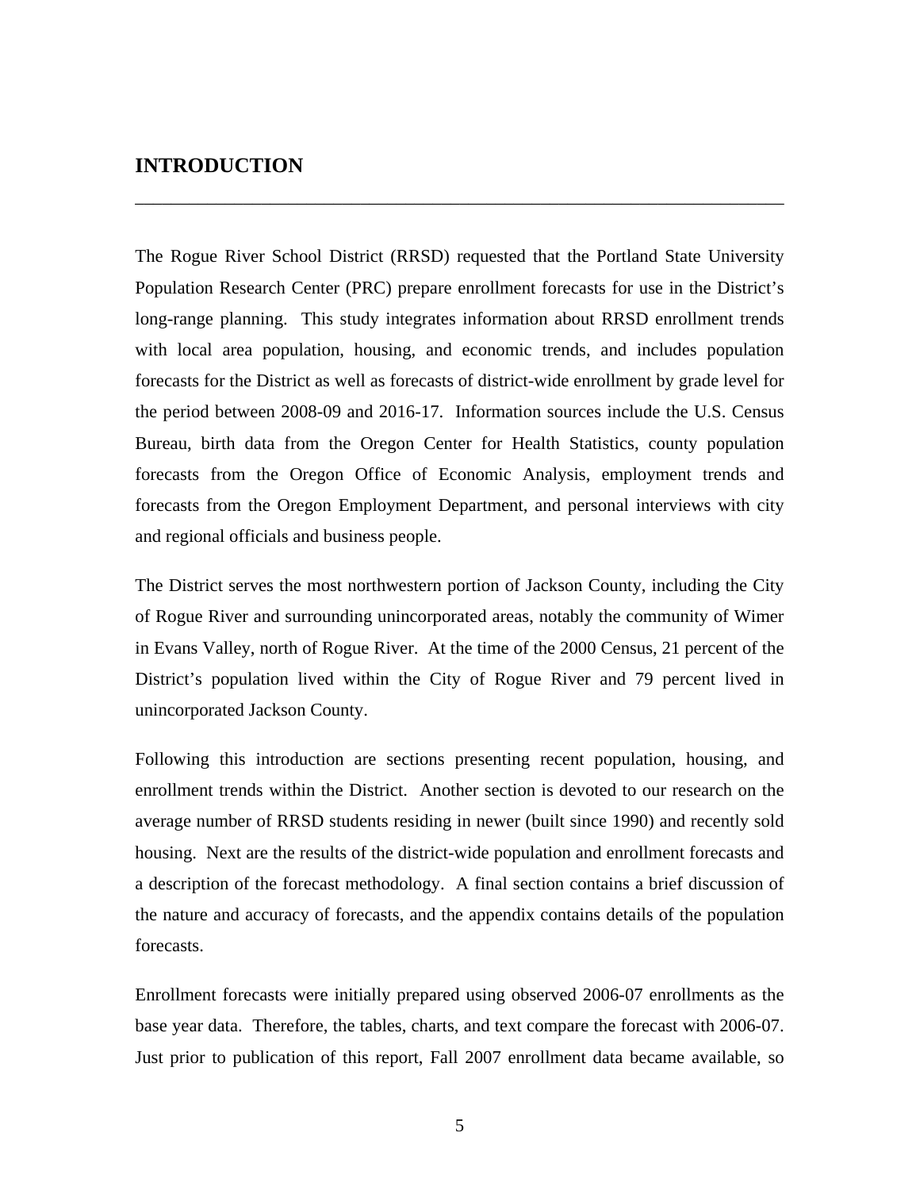# INTRODUCTION

The Rogue River School District (RRSD) requested that the Portland State University Population Research Center (PRC) prepare enrollment forecasts for use in the District's long-range planning. This study integrates information about RRSD enrollment trends with local area population, housing, and economic trends, and includes population forecasts for the District as well as forecasts of district-wide enrollment by grade level for the period between 2008-09 and 2016-17. Information sources include the U.S. Census Bureau, birth data from the Oregon Center for Health Statistics, county population forecasts from the Oregon Office of Economic Analysis, employment trends and forecasts from the Oregon Employment Department, and personal interviews with city and regional officials and business people.

The District serves the most northwestern portion of Jackson County, including the City of Rogue River and surrounding unincorporated areas, notably the community of Wimer in Evans Valley, north of Rogue River. At the time of the 2000 Census, 21 percent of the District's population lived within the City of Rogue River and 79 percent lived in unincorporated Jackson County.

Following this introduction are sections presenting recent population, housing, and enrollment trends within the District. Another section is devoted to our research on the average number of RRSD students residing in newer (built since 1990) and recently sold housing. Next are the results of the district-wide population and enrollment forecasts and a description of the forecast methodology. A final section contains a brief discussion of the nature and accuracy of forecasts, and the appendix contains details of the population forecasts.

Enrollment forecasts were initially prepared using observed 2006-07 enrollments as the base year data. Therefore, the tables, charts, and text compare the forecast with 2006-07. Just prior to publication of this report, Fall 2007 enrollment data became available, so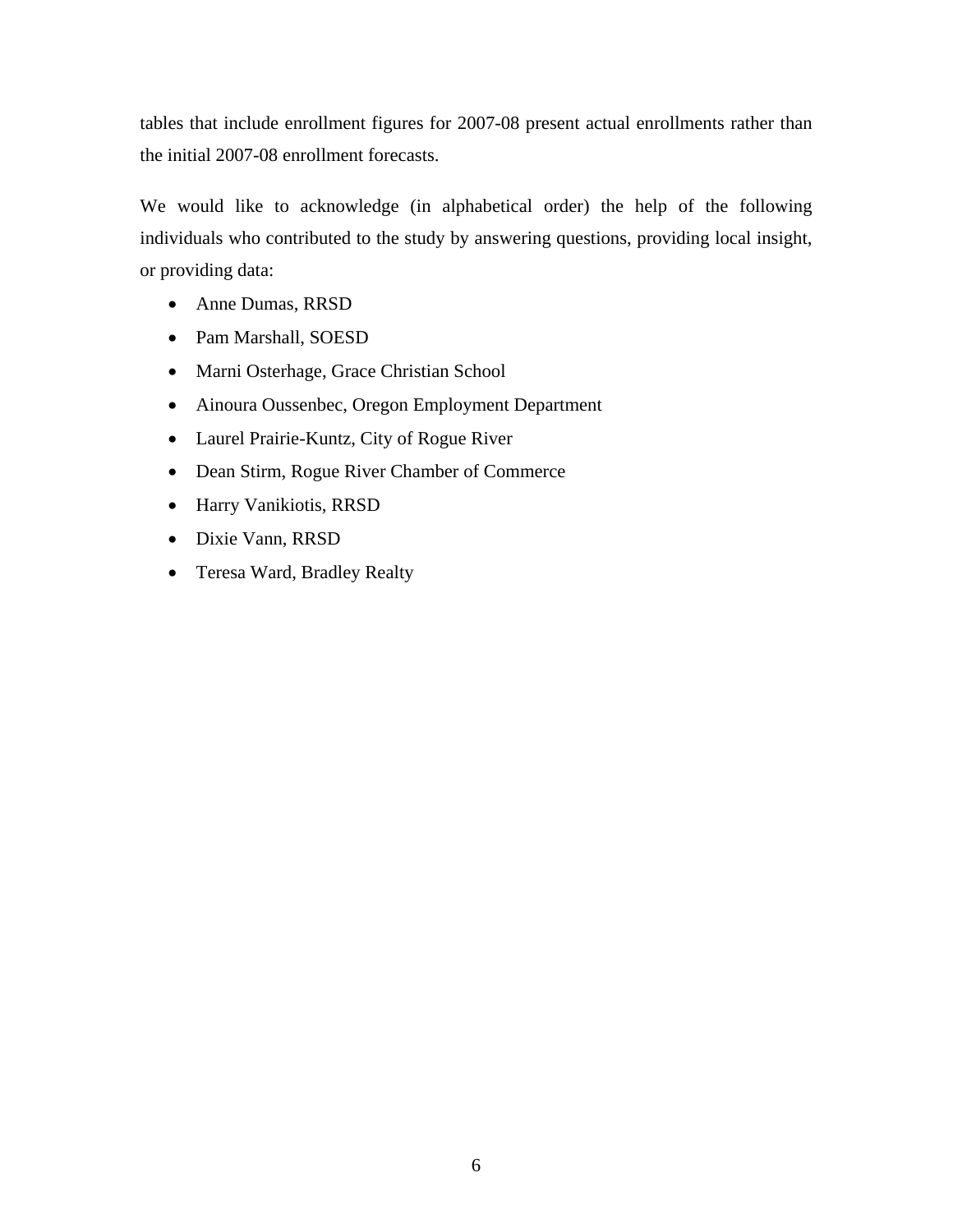tables that include enrollment figures for 2007-08 present actual enrollments rather than the initial 2007-08 enrollment forecasts.

We would like to acknowledge (in alphabetical order) the help of the following individuals who contributed to the study by answering questions, providing local insight, or providing data:

- Anne Dumas, RRSD
- Pam Marshall, SOESD
- Marni Osterhage, Grace Christian School
- Ainoura Oussenbec, Oregon Employment Department
- Laurel Prairie-Kuntz, City of Rogue River
- Dean Stirm, Rogue River Chamber of Commerce
- Harry Vanikiotis, RRSD
- Dixie Vann, RRSD
- Teresa Ward, Bradley Realty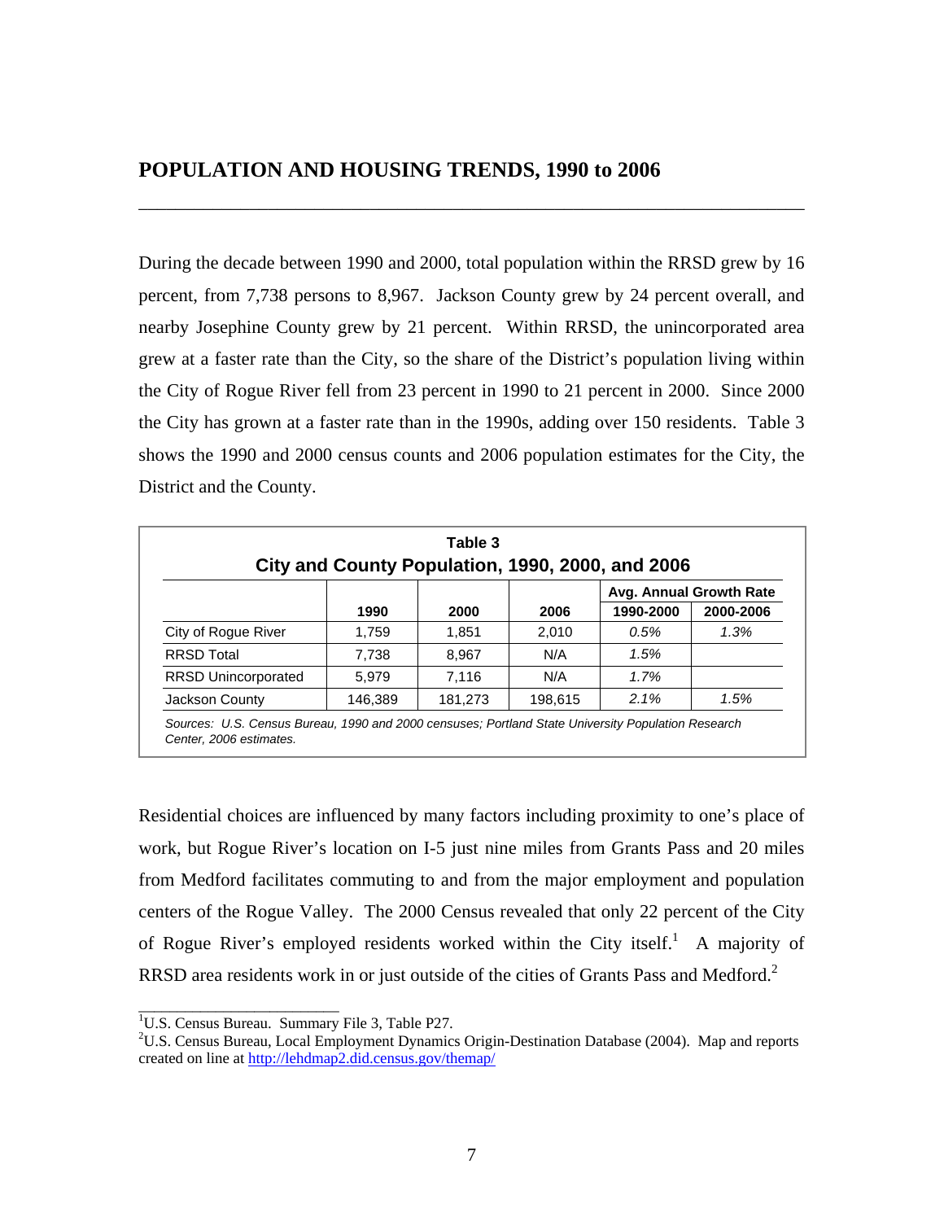## POPULATION AND HOUSING TRENDS, 1990 to 2006

During the decade between 1990 and 2000, total population within the RRSD grew by 16 percent, from 7,738 persons to 8,967. Jackson County grew by 24 percent overall, and nearby Josephine County grew by 21 percent. Within RRSD, the unincorporated area grew at a faster rate than the City, so the share of the District's population living within the City of Rogue River fell from 23 percent in 1990 to 21 percent in 2000. Since 2000 the City has grown at a faster rate than in the 1990s, adding over 150 residents. Table 3 shows the 1990 and 2000 census counts and 2006 population estimates for the City, the District and the County.

**Table 3**
**City and County Population, 1990, 2000, and 2006**

| | | | | Avg. Annual Growth Rate | |
|---|---|---|---|---|---|
| | **1990** | **2000** | **2006** | **1990-2000** | **2000-2006** |
| City of Rogue River | 1,759 | 1,851 | 2,010 | *0.5%* | *1.3%* |
| RRSD Total | 7,738 | 8,967 | N/A | *1.5%* | |
| RRSD Unincorporated | 5,979 | 7,116 | N/A | *1.7%* | |
| Jackson County | 146,389 | 181,273 | 198,615 | *2.1%* | *1.5%* |

*Sources: U.S. Census Bureau, 1990 and 2000 censuses; Portland State University Population Research Center, 2006 estimates.*

Residential choices are influenced by many factors including proximity to one's place of work, but Rogue River's location on I-5 just nine miles from Grants Pass and 20 miles from Medford facilitates commuting to and from the major employment and population centers of the Rogue Valley. The 2000 Census revealed that only 22 percent of the City of Rogue River's employed residents worked within the City itself.[1] A majority of RRSD area residents work in or just outside of the cities of Grants Pass and Medford.[2]

---

[1] U.S. Census Bureau. Summary File 3, Table P27.

[2] U.S. Census Bureau, Local Employment Dynamics Origin-Destination Database (2004). Map and reports created on line at http://lehdmap2.did.census.gov/themap/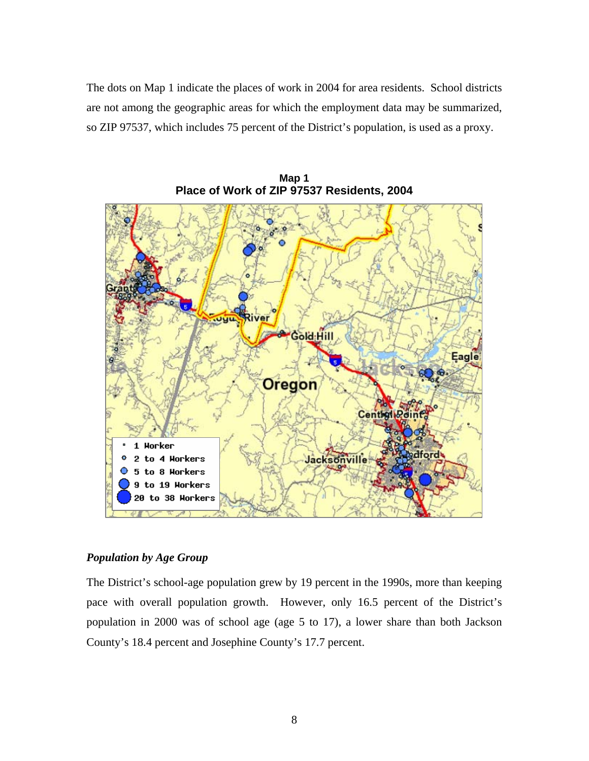The dots on Map 1 indicate the places of work in 2004 for area residents. School districts are not among the geographic areas for which the employment data may be summarized, so ZIP 97537, which includes 75 percent of the District's population, is used as a proxy.

**Map 1**
**Place of Work of ZIP 97537 Residents, 2004**

### *Population by Age Group*

The District's school-age population grew by 19 percent in the 1990s, more than keeping pace with overall population growth. However, only 16.5 percent of the District's population in 2000 was of school age (age 5 to 17), a lower share than both Jackson County's 18.4 percent and Josephine County's 17.7 percent.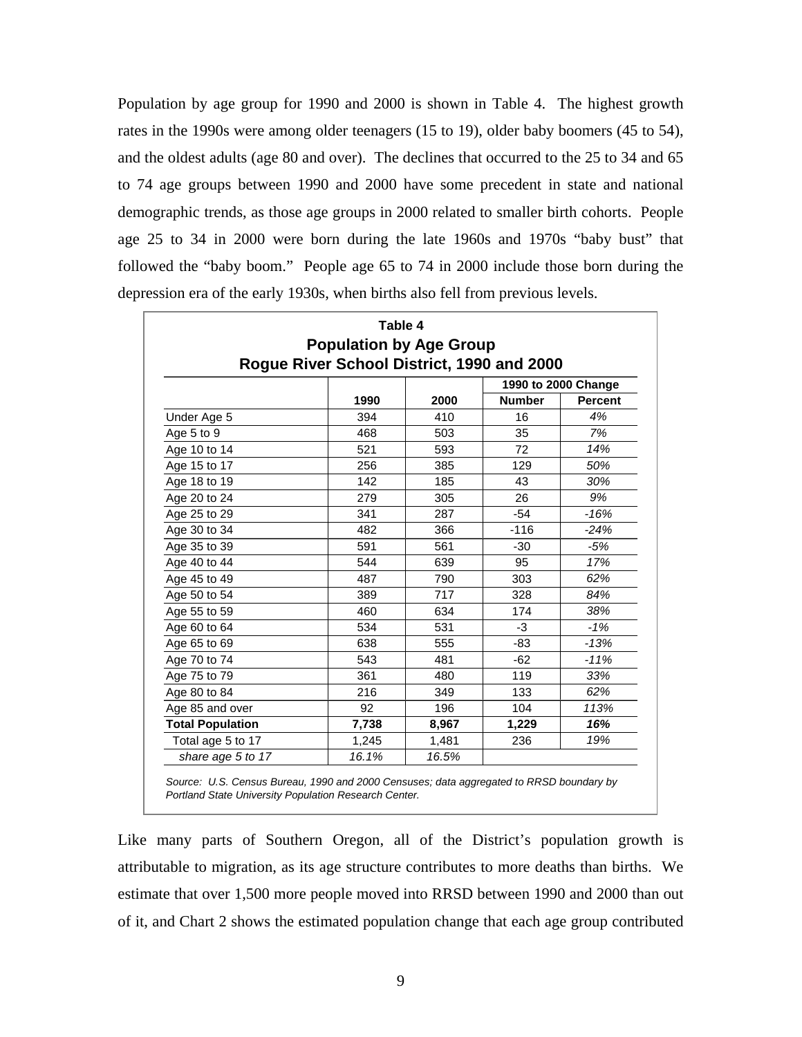Population by age group for 1990 and 2000 is shown in Table 4. The highest growth rates in the 1990s were among older teenagers (15 to 19), older baby boomers (45 to 54), and the oldest adults (age 80 and over). The declines that occurred to the 25 to 34 and 65 to 74 age groups between 1990 and 2000 have some precedent in state and national demographic trends, as those age groups in 2000 related to smaller birth cohorts. People age 25 to 34 in 2000 were born during the late 1960s and 1970s "baby bust" that followed the "baby boom." People age 65 to 74 in 2000 include those born during the depression era of the early 1930s, when births also fell from previous levels.

**Table 4**
**Population by Age Group**
**Rogue River School District, 1990 and 2000**

| | | | 1990 to 2000 Change | |
|---|---|---|---|---|
| | **1990** | **2000** | **Number** | **Percent** |
| Under Age 5 | 394 | 410 | 16 | *4%* |
| Age 5 to 9 | 468 | 503 | 35 | *7%* |
| Age 10 to 14 | 521 | 593 | 72 | *14%* |
| Age 15 to 17 | 256 | 385 | 129 | *50%* |
| Age 18 to 19 | 142 | 185 | 43 | *30%* |
| Age 20 to 24 | 279 | 305 | 26 | *9%* |
| Age 25 to 29 | 341 | 287 | -54 | *-16%* |
| Age 30 to 34 | 482 | 366 | -116 | *-24%* |
| Age 35 to 39 | 591 | 561 | -30 | *-5%* |
| Age 40 to 44 | 544 | 639 | 95 | *17%* |
| Age 45 to 49 | 487 | 790 | 303 | *62%* |
| Age 50 to 54 | 389 | 717 | 328 | *84%* |
| Age 55 to 59 | 460 | 634 | 174 | *38%* |
| Age 60 to 64 | 534 | 531 | -3 | *-1%* |
| Age 65 to 69 | 638 | 555 | -83 | *-13%* |
| Age 70 to 74 | 543 | 481 | -62 | *-11%* |
| Age 75 to 79 | 361 | 480 | 119 | *33%* |
| Age 80 to 84 | 216 | 349 | 133 | *62%* |
| Age 85 and over | 92 | 196 | 104 | *113%* |
| **Total Population** | **7,738** | **8,967** | **1,229** | ***16%*** |
| Total age 5 to 17 | 1,245 | 1,481 | 236 | *19%* |
| *share age 5 to 17* | *16.1%* | *16.5%* | | |

*Source: U.S. Census Bureau, 1990 and 2000 Censuses; data aggregated to RRSD boundary by Portland State University Population Research Center.*

Like many parts of Southern Oregon, all of the District's population growth is attributable to migration, as its age structure contributes to more deaths than births. We estimate that over 1,500 more people moved into RRSD between 1990 and 2000 than out of it, and Chart 2 shows the estimated population change that each age group contributed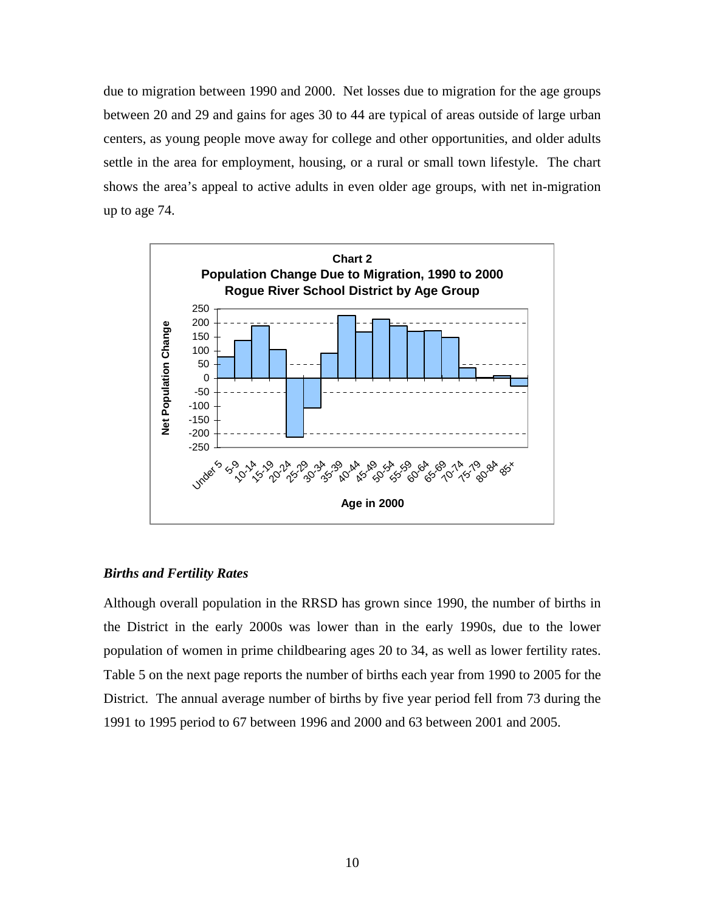due to migration between 1990 and 2000. Net losses due to migration for the age groups between 20 and 29 and gains for ages 30 to 44 are typical of areas outside of large urban centers, as young people move away for college and other opportunities, and older adults settle in the area for employment, housing, or a rural or small town lifestyle. The chart shows the area's appeal to active adults in even older age groups, with net in-migration up to age 74.

**Chart 2**
**Population Change Due to Migration, 1990 to 2000**
**Rogue River School District by Age Group**

### *Births and Fertility Rates*

Although overall population in the RRSD has grown since 1990, the number of births in the District in the early 2000s was lower than in the early 1990s, due to the lower population of women in prime childbearing ages 20 to 34, as well as lower fertility rates. Table 5 on the next page reports the number of births each year from 1990 to 2005 for the District. The annual average number of births by five year period fell from 73 during the 1991 to 1995 period to 67 between 1996 and 2000 and 63 between 2001 and 2005.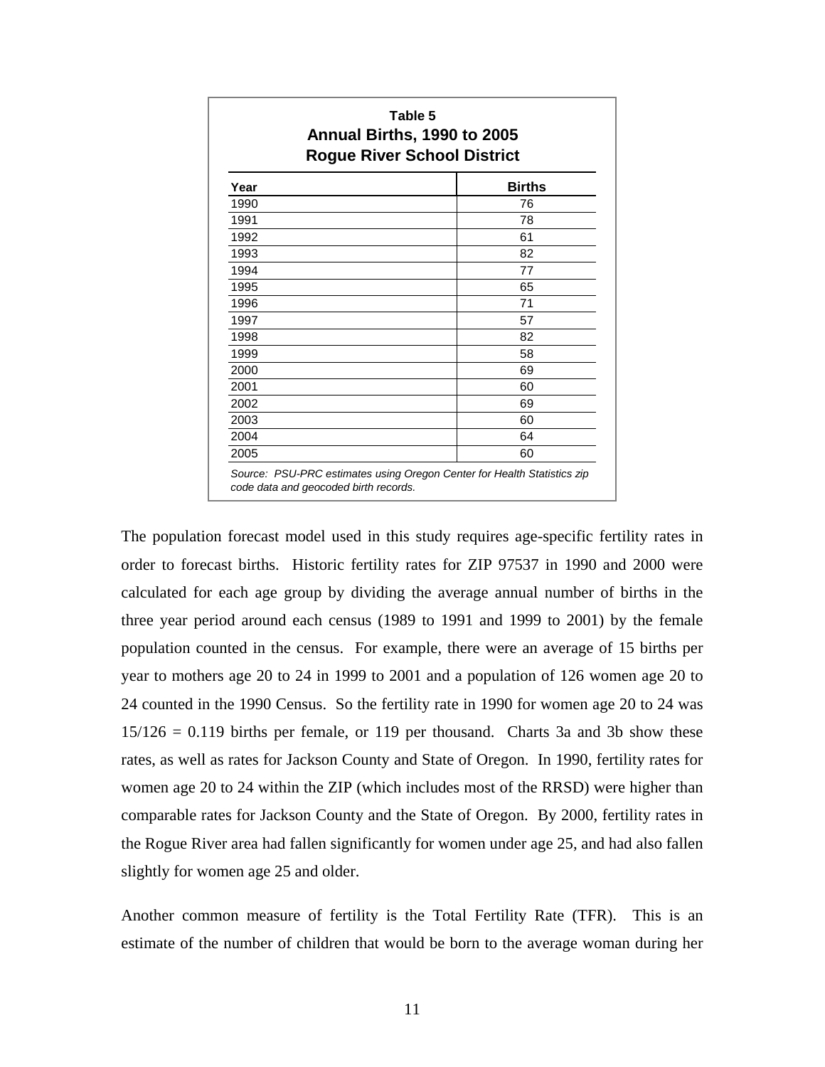**Table 5**
**Annual Births, 1990 to 2005**
**Rogue River School District**

| Year | Births |
|---|---|
| 1990 | 76 |
| 1991 | 78 |
| 1992 | 61 |
| 1993 | 82 |
| 1994 | 77 |
| 1995 | 65 |
| 1996 | 71 |
| 1997 | 57 |
| 1998 | 82 |
| 1999 | 58 |
| 2000 | 69 |
| 2001 | 60 |
| 2002 | 69 |
| 2003 | 60 |
| 2004 | 64 |
| 2005 | 60 |

*Source: PSU-PRC estimates using Oregon Center for Health Statistics zip code data and geocoded birth records.*

The population forecast model used in this study requires age-specific fertility rates in order to forecast births. Historic fertility rates for ZIP 97537 in 1990 and 2000 were calculated for each age group by dividing the average annual number of births in the three year period around each census (1989 to 1991 and 1999 to 2001) by the female population counted in the census. For example, there were an average of 15 births per year to mothers age 20 to 24 in 1999 to 2001 and a population of 126 women age 20 to 24 counted in the 1990 Census. So the fertility rate in 1990 for women age 20 to 24 was $15/126 = 0.119$ births per female, or 119 per thousand. Charts 3a and 3b show these rates, as well as rates for Jackson County and State of Oregon. In 1990, fertility rates for women age 20 to 24 within the ZIP (which includes most of the RRSD) were higher than comparable rates for Jackson County and the State of Oregon. By 2000, fertility rates in the Rogue River area had fallen significantly for women under age 25, and had also fallen slightly for women age 25 and older.

Another common measure of fertility is the Total Fertility Rate (TFR). This is an estimate of the number of children that would be born to the average woman during her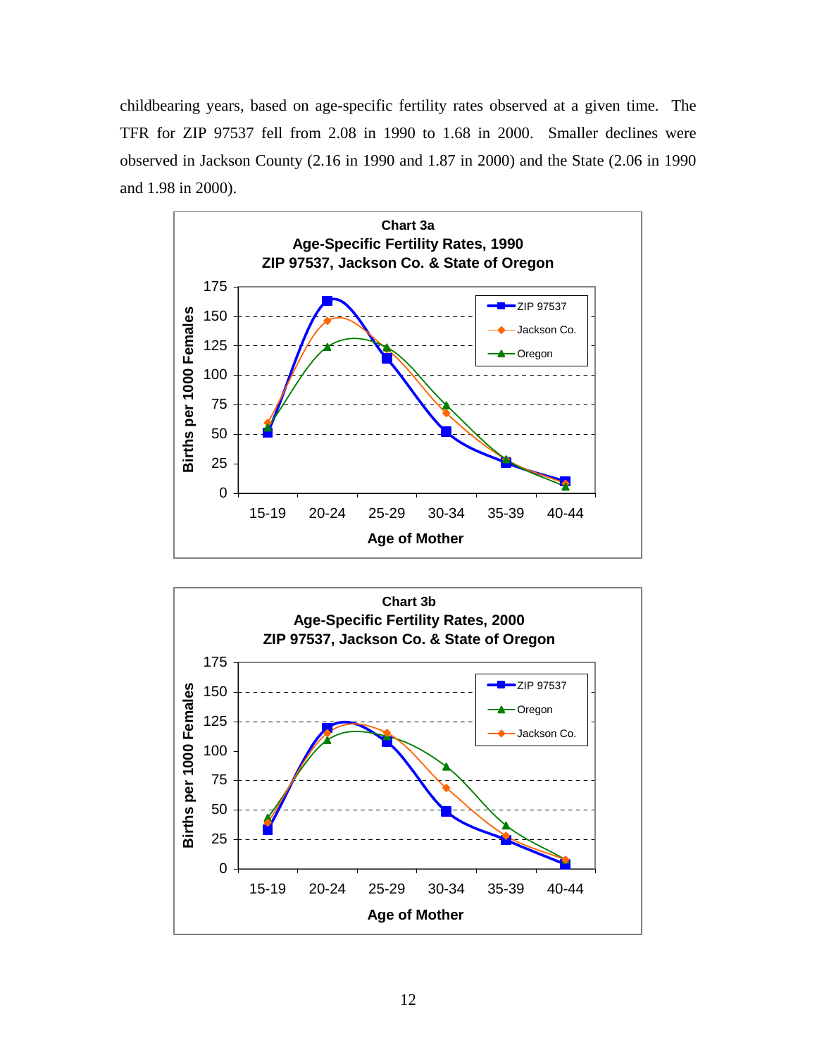childbearing years, based on age-specific fertility rates observed at a given time. The TFR for ZIP 97537 fell from 2.08 in 1990 to 1.68 in 2000. Smaller declines were observed in Jackson County (2.16 in 1990 and 1.87 in 2000) and the State (2.06 in 1990 and 1.98 in 2000).

**Chart 3a**
**Age-Specific Fertility Rates, 1990**
**ZIP 97537, Jackson Co. & State of Oregon**

**Chart 3b**
**Age-Specific Fertility Rates, 2000**
**ZIP 97537, Jackson Co. & State of Oregon**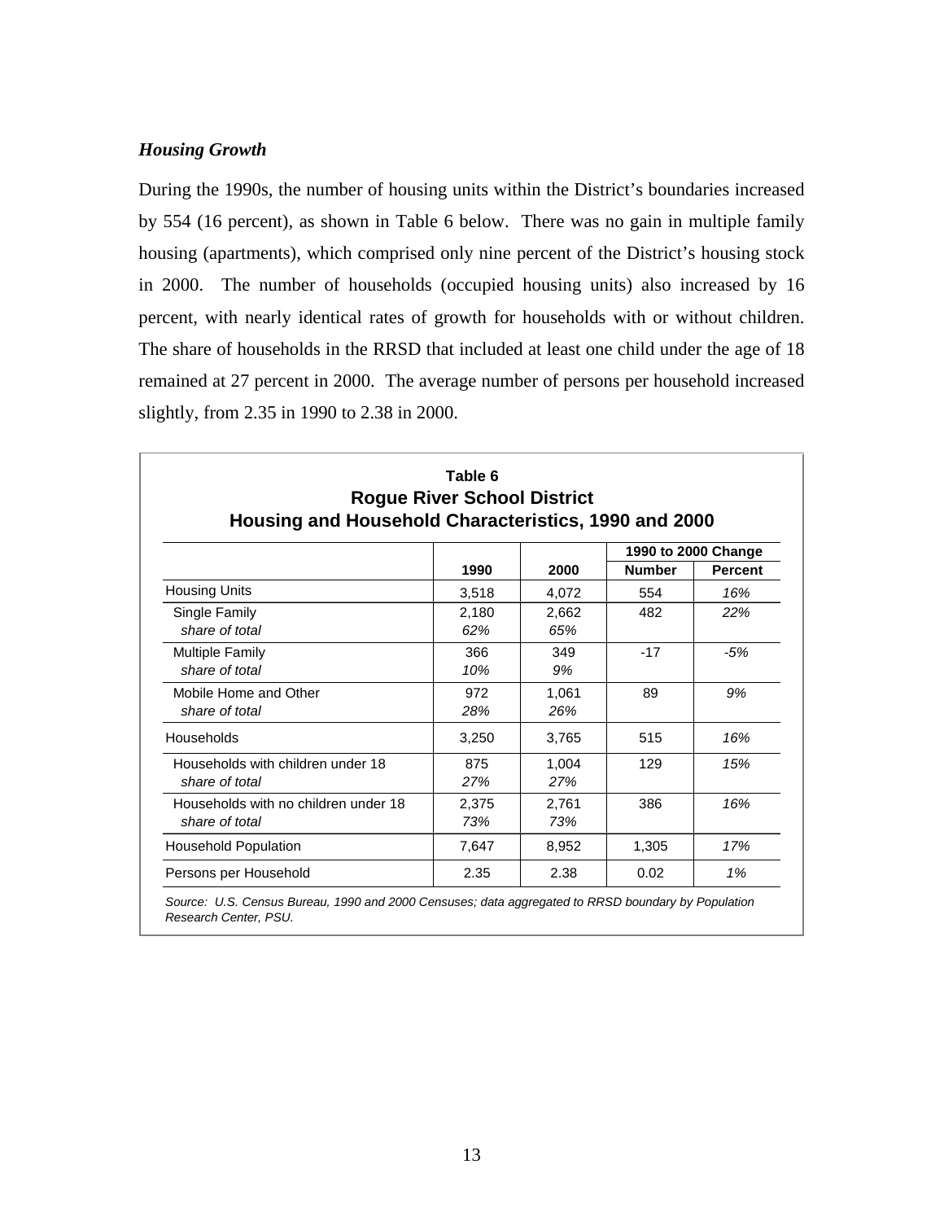### *Housing Growth*

During the 1990s, the number of housing units within the District's boundaries increased by 554 (16 percent), as shown in Table 6 below. There was no gain in multiple family housing (apartments), which comprised only nine percent of the District's housing stock in 2000. The number of households (occupied housing units) also increased by 16 percent, with nearly identical rates of growth for households with or without children. The share of households in the RRSD that included at least one child under the age of 18 remained at 27 percent in 2000. The average number of persons per household increased slightly, from 2.35 in 1990 to 2.38 in 2000.

**Table 6**
**Rogue River School District**
**Housing and Household Characteristics, 1990 and 2000**

| | | | 1990 to 2000 Change | |
|---|---|---|---|---|
| | **1990** | **2000** | **Number** | **Percent** |
| Housing Units | 3,518 | 4,072 | 554 | *16%* |
| Single Family | 2,180 | 2,662 | 482 | *22%* |
| *share of total* | *62%* | *65%* | | |
| Multiple Family | 366 | 349 | -17 | *-5%* |
| *share of total* | *10%* | *9%* | | |
| Mobile Home and Other | 972 | 1,061 | 89 | *9%* |
| *share of total* | *28%* | *26%* | | |
| Households | 3,250 | 3,765 | 515 | *16%* |
| Households with children under 18 | 875 | 1,004 | 129 | *15%* |
| *share of total* | *27%* | *27%* | | |
| Households with no children under 18 | 2,375 | 2,761 | 386 | *16%* |
| *share of total* | *73%* | *73%* | | |
| Household Population | 7,647 | 8,952 | 1,305 | *17%* |
| Persons per Household | 2.35 | 2.38 | 0.02 | *1%* |

*Source: U.S. Census Bureau, 1990 and 2000 Censuses; data aggregated to RRSD boundary by Population Research Center, PSU.*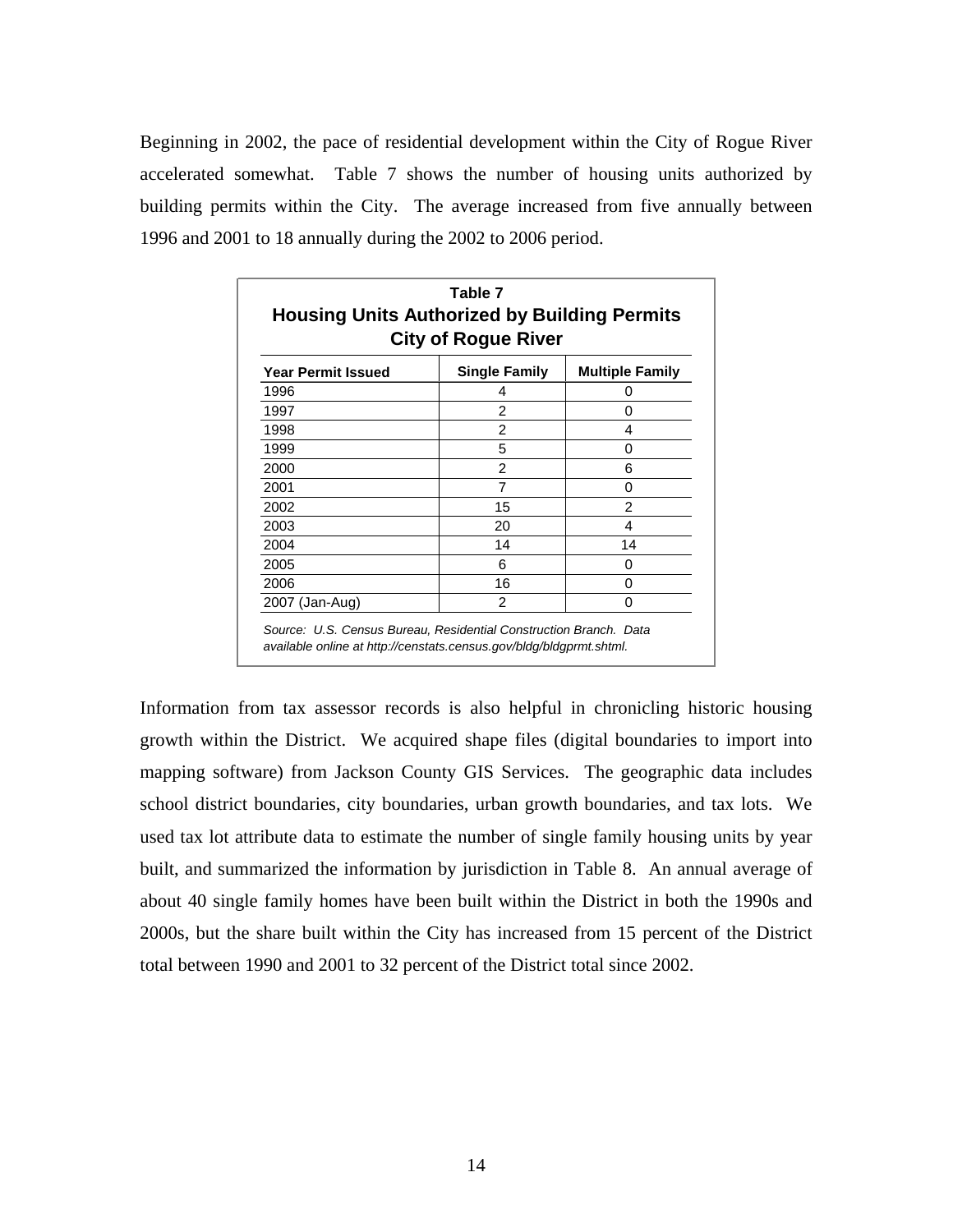Beginning in 2002, the pace of residential development within the City of Rogue River accelerated somewhat. Table 7 shows the number of housing units authorized by building permits within the City. The average increased from five annually between 1996 and 2001 to 18 annually during the 2002 to 2006 period.

**Table 7**
**Housing Units Authorized by Building Permits**
**City of Rogue River**

| Year Permit Issued | Single Family | Multiple Family |
|---|---|---|
| 1996 | 4 | 0 |
| 1997 | 2 | 0 |
| 1998 | 2 | 4 |
| 1999 | 5 | 0 |
| 2000 | 2 | 6 |
| 2001 | 7 | 0 |
| 2002 | 15 | 2 |
| 2003 | 20 | 4 |
| 2004 | 14 | 14 |
| 2005 | 6 | 0 |
| 2006 | 16 | 0 |
| 2007 (Jan-Aug) | 2 | 0 |

*Source: U.S. Census Bureau, Residential Construction Branch. Data available online at http://censtats.census.gov/bldg/bldgprmt.shtml.*

Information from tax assessor records is also helpful in chronicling historic housing growth within the District. We acquired shape files (digital boundaries to import into mapping software) from Jackson County GIS Services. The geographic data includes school district boundaries, city boundaries, urban growth boundaries, and tax lots. We used tax lot attribute data to estimate the number of single family housing units by year built, and summarized the information by jurisdiction in Table 8. An annual average of about 40 single family homes have been built within the District in both the 1990s and 2000s, but the share built within the City has increased from 15 percent of the District total between 1990 and 2001 to 32 percent of the District total since 2002.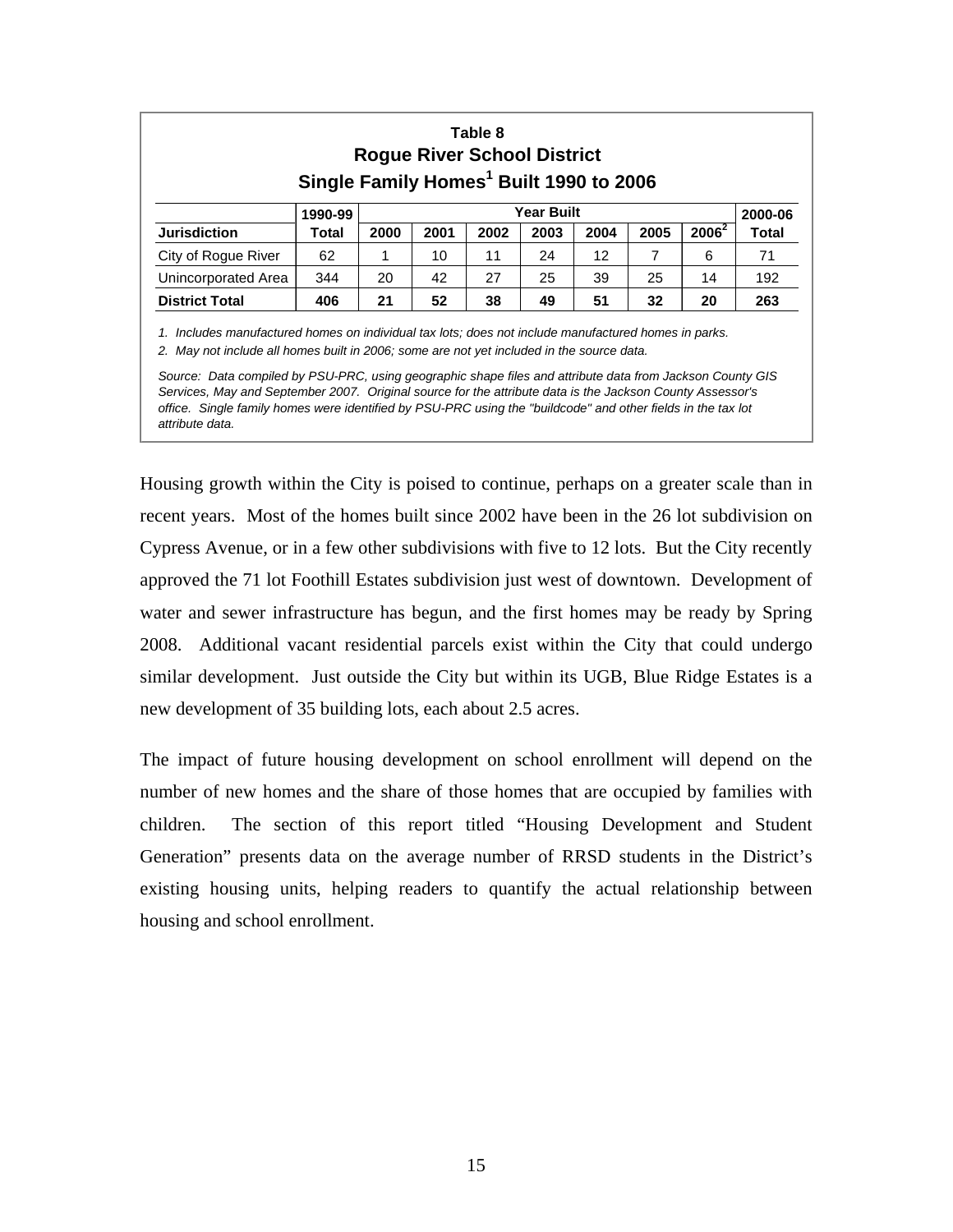**Table 8**
**Rogue River School District**
**Single Family Homes[1] Built 1990 to 2006**

| | 1990-99 | Year Built | | | | | | | 2000-06 |
|---|---|---|---|---|---|---|---|---|---|
| **Jurisdiction** | **Total** | **2000** | **2001** | **2002** | **2003** | **2004** | **2005** | **2006[2]** | **Total** |
| City of Rogue River | 62 | 1 | 10 | 11 | 24 | 12 | 7 | 6 | 71 |
| Unincorporated Area | 344 | 20 | 42 | 27 | 25 | 39 | 25 | 14 | 192 |
| **District Total** | **406** | **21** | **52** | **38** | **49** | **51** | **32** | **20** | **263** |

*1. Includes manufactured homes on individual tax lots; does not include manufactured homes in parks.*

*2. May not include all homes built in 2006; some are not yet included in the source data.*

*Source: Data compiled by PSU-PRC, using geographic shape files and attribute data from Jackson County GIS Services, May and September 2007. Original source for the attribute data is the Jackson County Assessor's office. Single family homes were identified by PSU-PRC using the "buildcode" and other fields in the tax lot attribute data.*

Housing growth within the City is poised to continue, perhaps on a greater scale than in recent years. Most of the homes built since 2002 have been in the 26 lot subdivision on Cypress Avenue, or in a few other subdivisions with five to 12 lots. But the City recently approved the 71 lot Foothill Estates subdivision just west of downtown. Development of water and sewer infrastructure has begun, and the first homes may be ready by Spring 2008. Additional vacant residential parcels exist within the City that could undergo similar development. Just outside the City but within its UGB, Blue Ridge Estates is a new development of 35 building lots, each about 2.5 acres.

The impact of future housing development on school enrollment will depend on the number of new homes and the share of those homes that are occupied by families with children. The section of this report titled "Housing Development and Student Generation" presents data on the average number of RRSD students in the District's existing housing units, helping readers to quantify the actual relationship between housing and school enrollment.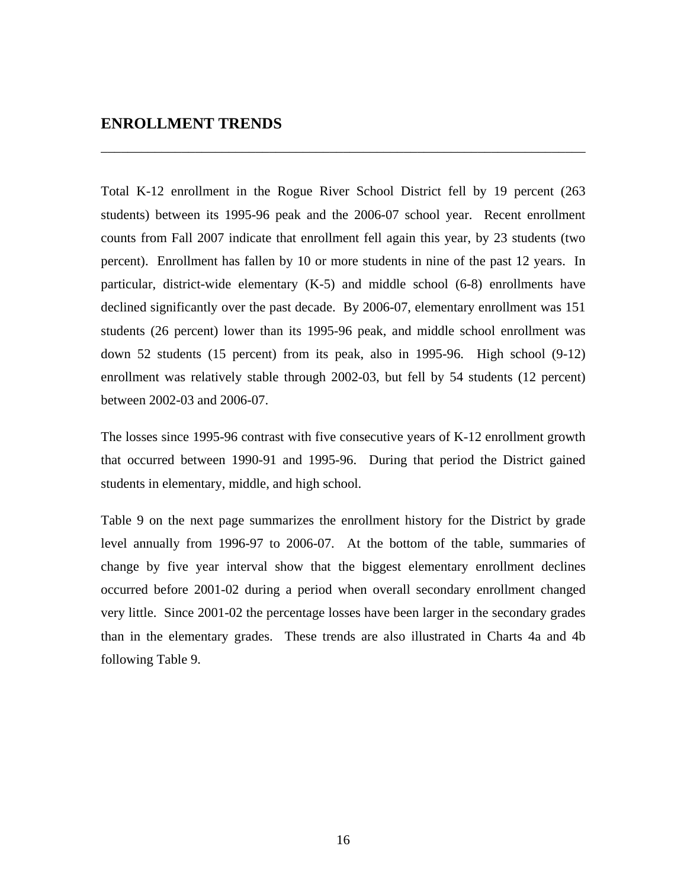## ENROLLMENT TRENDS

---

Total K-12 enrollment in the Rogue River School District fell by 19 percent (263 students) between its 1995-96 peak and the 2006-07 school year. Recent enrollment counts from Fall 2007 indicate that enrollment fell again this year, by 23 students (two percent). Enrollment has fallen by 10 or more students in nine of the past 12 years. In particular, district-wide elementary (K-5) and middle school (6-8) enrollments have declined significantly over the past decade. By 2006-07, elementary enrollment was 151 students (26 percent) lower than its 1995-96 peak, and middle school enrollment was down 52 students (15 percent) from its peak, also in 1995-96. High school (9-12) enrollment was relatively stable through 2002-03, but fell by 54 students (12 percent) between 2002-03 and 2006-07.

The losses since 1995-96 contrast with five consecutive years of K-12 enrollment growth that occurred between 1990-91 and 1995-96. During that period the District gained students in elementary, middle, and high school.

Table 9 on the next page summarizes the enrollment history for the District by grade level annually from 1996-97 to 2006-07. At the bottom of the table, summaries of change by five year interval show that the biggest elementary enrollment declines occurred before 2001-02 during a period when overall secondary enrollment changed very little. Since 2001-02 the percentage losses have been larger in the secondary grades than in the elementary grades. These trends are also illustrated in Charts 4a and 4b following Table 9.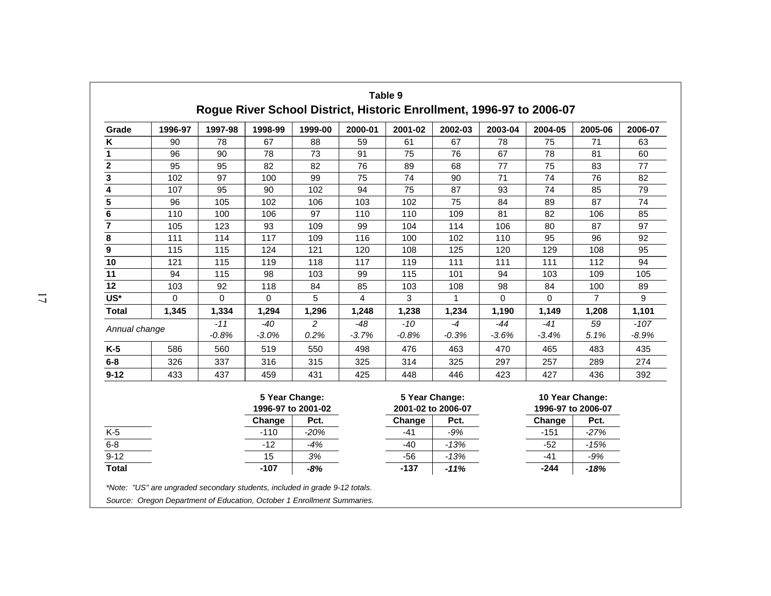**Table 9**

**Rogue River School District, Historic Enrollment, 1996-97 to 2006-07**

| Grade | 1996-97 | 1997-98 | 1998-99 | 1999-00 | 2000-01 | 2001-02 | 2002-03 | 2003-04 | 2004-05 | 2005-06 | 2006-07 |
|---|---|---|---|---|---|---|---|---|---|---|---|
| **K** | 90 | 78 | 67 | 88 | 59 | 61 | 67 | 78 | 75 | 71 | 63 |
| **1** | 96 | 90 | 78 | 73 | 91 | 75 | 76 | 67 | 78 | 81 | 60 |
| **2** | 95 | 95 | 82 | 82 | 76 | 89 | 68 | 77 | 75 | 83 | 77 |
| **3** | 102 | 97 | 100 | 99 | 75 | 74 | 90 | 71 | 74 | 76 | 82 |
| **4** | 107 | 95 | 90 | 102 | 94 | 75 | 87 | 93 | 74 | 85 | 79 |
| **5** | 96 | 105 | 102 | 106 | 103 | 102 | 75 | 84 | 89 | 87 | 74 |
| **6** | 110 | 100 | 106 | 97 | 110 | 110 | 109 | 81 | 82 | 106 | 85 |
| **7** | 105 | 123 | 93 | 109 | 99 | 104 | 114 | 106 | 80 | 87 | 97 |
| **8** | 111 | 114 | 117 | 109 | 116 | 100 | 102 | 110 | 95 | 96 | 92 |
| **9** | 115 | 115 | 124 | 121 | 120 | 108 | 125 | 120 | 129 | 108 | 95 |
| **10** | 121 | 115 | 119 | 118 | 117 | 119 | 111 | 111 | 111 | 112 | 94 |
| **11** | 94 | 115 | 98 | 103 | 99 | 115 | 101 | 94 | 103 | 109 | 105 |
| **12** | 103 | 92 | 118 | 84 | 85 | 103 | 108 | 98 | 84 | 100 | 89 |
| **US*** | 0 | 0 | 0 | 5 | 4 | 3 | 1 | 0 | 0 | 7 | 9 |
| **Total** | **1,345** | **1,334** | **1,294** | **1,296** | **1,248** | **1,238** | **1,234** | **1,190** | **1,149** | **1,208** | **1,101** |
| *Annual change* | | *-11* | *-40* | *2* | *-48* | *-10* | *-4* | *-44* | *-41* | *59* | *-107* |
| | | *-0.8%* | *-3.0%* | *0.2%* | *-3.7%* | *-0.8%* | *-0.3%* | *-3.6%* | *-3.4%* | *5.1%* | *-8.9%* |
| **K-5** | 586 | 560 | 519 | 550 | 498 | 476 | 463 | 470 | 465 | 483 | 435 |
| **6-8** | 326 | 337 | 316 | 315 | 325 | 314 | 325 | 297 | 257 | 289 | 274 |
| **9-12** | 433 | 437 | 459 | 431 | 425 | 448 | 446 | 423 | 427 | 436 | 392 |

| | 5 Year Change: 1996-97 to 2001-02 | | 5 Year Change: 2001-02 to 2006-07 | | 10 Year Change: 1996-97 to 2006-07 | |
|---|---|---|---|---|---|---|
| | **Change** | **Pct.** | **Change** | **Pct.** | **Change** | **Pct.** |
| K-5 | -110 | *-20%* | -41 | *-9%* | -151 | *-27%* |
| 6-8 | -12 | *-4%* | -40 | *-13%* | -52 | *-15%* |
| 9-12 | 15 | *3%* | -56 | *-13%* | -41 | *-9%* |
| **Total** | **-107** | ***-8%*** | **-137** | ***-11%*** | **-244** | ***-18%*** |

*\*Note: "US" are ungraded secondary students, included in grade 9-12 totals.*

*Source: Oregon Department of Education, October 1 Enrollment Summaries.*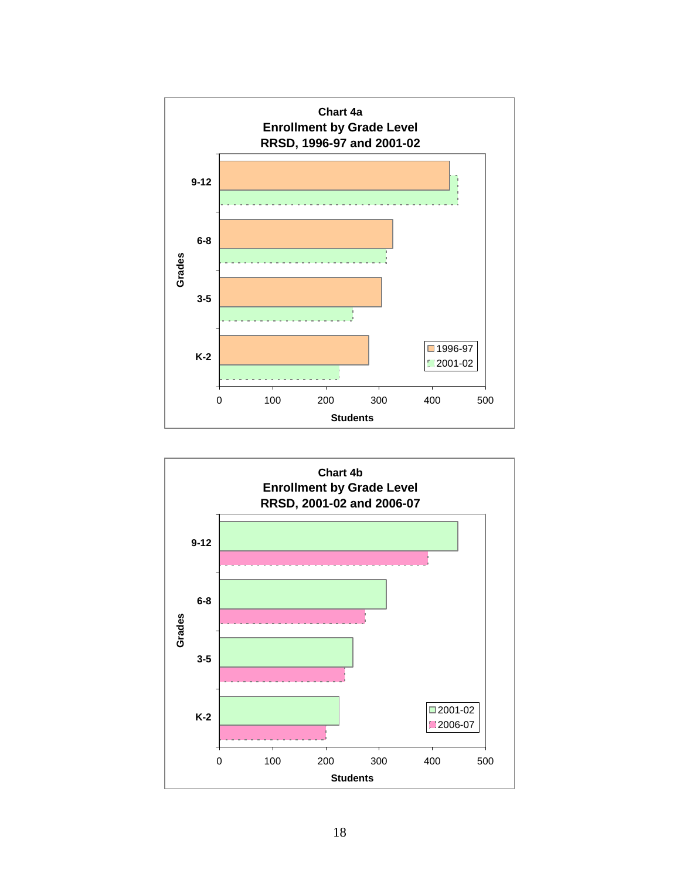**Chart 4a**
**Enrollment by Grade Level**
**RRSD, 1996-97 and 2001-02**

| Grades | 1996-97 | 2001-02 |
|---|---|---|
| 9-12 | ~433 | ~448 |
| 6-8 | ~326 | ~314 |
| 3-5 | ~305 | ~251 |
| K-2 | ~281 | ~225 |

Students (axis: 0, 100, 200, 300, 400, 500)

**Chart 4b**
**Enrollment by Grade Level**
**RRSD, 2001-02 and 2006-07**

| Grades | 2001-02 | 2006-07 |
|---|---|---|
| 9-12 | ~448 | ~392 |
| 6-8 | ~314 | ~274 |
| 3-5 | ~251 | ~235 |
| K-2 | ~225 | ~200 |

Students (axis: 0, 100, 200, 300, 400, 500)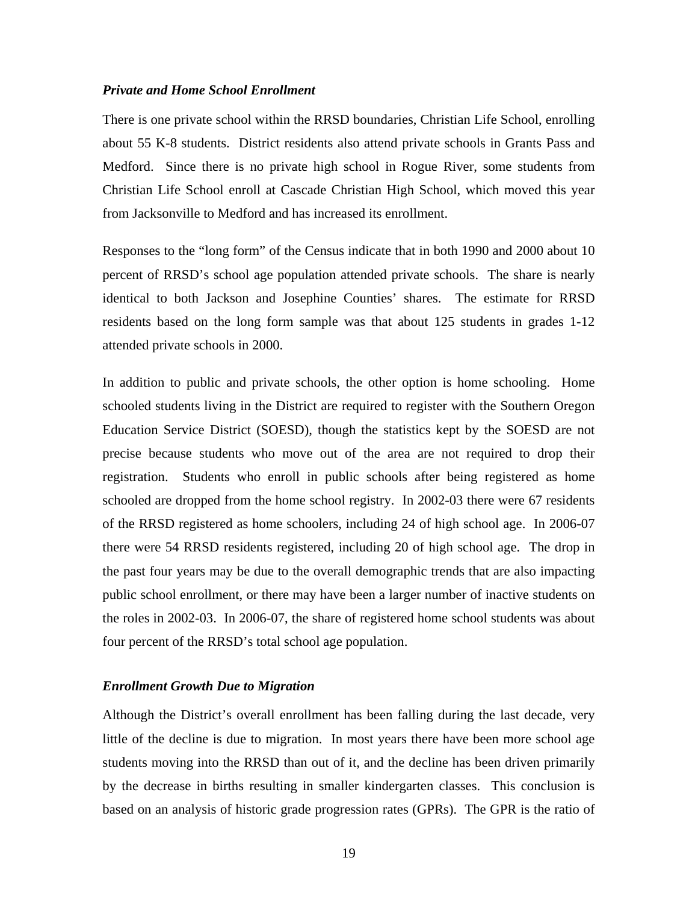### *Private and Home School Enrollment*

There is one private school within the RRSD boundaries, Christian Life School, enrolling about 55 K-8 students. District residents also attend private schools in Grants Pass and Medford. Since there is no private high school in Rogue River, some students from Christian Life School enroll at Cascade Christian High School, which moved this year from Jacksonville to Medford and has increased its enrollment.

Responses to the "long form" of the Census indicate that in both 1990 and 2000 about 10 percent of RRSD's school age population attended private schools. The share is nearly identical to both Jackson and Josephine Counties' shares. The estimate for RRSD residents based on the long form sample was that about 125 students in grades 1-12 attended private schools in 2000.

In addition to public and private schools, the other option is home schooling. Home schooled students living in the District are required to register with the Southern Oregon Education Service District (SOESD), though the statistics kept by the SOESD are not precise because students who move out of the area are not required to drop their registration. Students who enroll in public schools after being registered as home schooled are dropped from the home school registry. In 2002-03 there were 67 residents of the RRSD registered as home schoolers, including 24 of high school age. In 2006-07 there were 54 RRSD residents registered, including 20 of high school age. The drop in the past four years may be due to the overall demographic trends that are also impacting public school enrollment, or there may have been a larger number of inactive students on the roles in 2002-03. In 2006-07, the share of registered home school students was about four percent of the RRSD's total school age population.

### *Enrollment Growth Due to Migration*

Although the District's overall enrollment has been falling during the last decade, very little of the decline is due to migration. In most years there have been more school age students moving into the RRSD than out of it, and the decline has been driven primarily by the decrease in births resulting in smaller kindergarten classes. This conclusion is based on an analysis of historic grade progression rates (GPRs). The GPR is the ratio of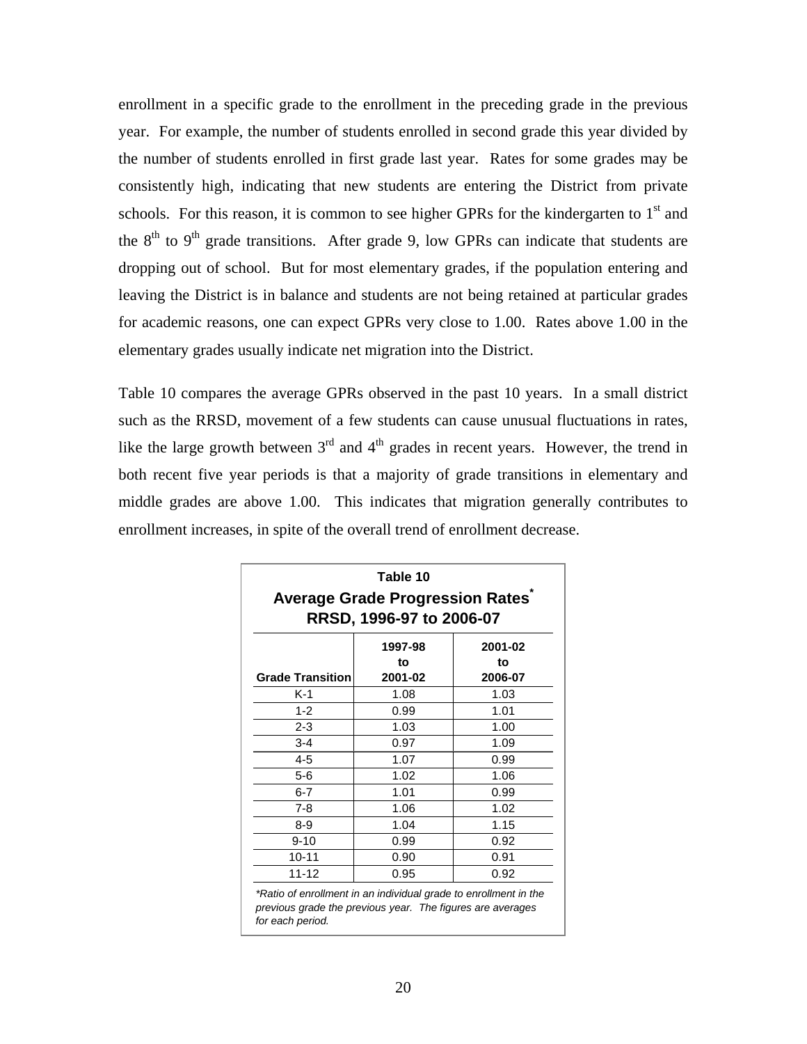enrollment in a specific grade to the enrollment in the preceding grade in the previous year. For example, the number of students enrolled in second grade this year divided by the number of students enrolled in first grade last year. Rates for some grades may be consistently high, indicating that new students are entering the District from private schools. For this reason, it is common to see higher GPRs for the kindergarten to 1st and the 8th to 9th grade transitions. After grade 9, low GPRs can indicate that students are dropping out of school. But for most elementary grades, if the population entering and leaving the District is in balance and students are not being retained at particular grades for academic reasons, one can expect GPRs very close to 1.00. Rates above 1.00 in the elementary grades usually indicate net migration into the District.

Table 10 compares the average GPRs observed in the past 10 years. In a small district such as the RRSD, movement of a few students can cause unusual fluctuations in rates, like the large growth between 3rd and 4th grades in recent years. However, the trend in both recent five year periods is that a majority of grade transitions in elementary and middle grades are above 1.00. This indicates that migration generally contributes to enrollment increases, in spite of the overall trend of enrollment decrease.

**Table 10**

**Average Grade Progression Rates***
**RRSD, 1996-97 to 2006-07**

| Grade Transition | 1997-98 to 2001-02 | 2001-02 to 2006-07 |
|---|---|---|
| K-1 | 1.08 | 1.03 |
| 1-2 | 0.99 | 1.01 |
| 2-3 | 1.03 | 1.00 |
| 3-4 | 0.97 | 1.09 |
| 4-5 | 1.07 | 0.99 |
| 5-6 | 1.02 | 1.06 |
| 6-7 | 1.01 | 0.99 |
| 7-8 | 1.06 | 1.02 |
| 8-9 | 1.04 | 1.15 |
| 9-10 | 0.99 | 0.92 |
| 10-11 | 0.90 | 0.91 |
| 11-12 | 0.95 | 0.92 |

*\*Ratio of enrollment in an individual grade to enrollment in the previous grade the previous year. The figures are averages for each period.*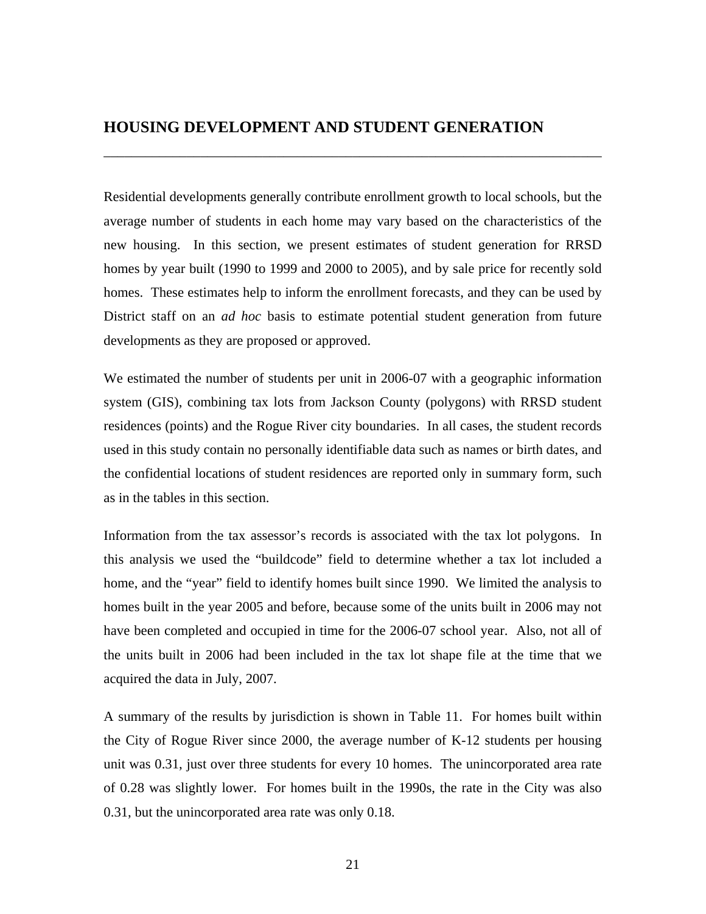## HOUSING DEVELOPMENT AND STUDENT GENERATION

Residential developments generally contribute enrollment growth to local schools, but the average number of students in each home may vary based on the characteristics of the new housing. In this section, we present estimates of student generation for RRSD homes by year built (1990 to 1999 and 2000 to 2005), and by sale price for recently sold homes. These estimates help to inform the enrollment forecasts, and they can be used by District staff on an *ad hoc* basis to estimate potential student generation from future developments as they are proposed or approved.

We estimated the number of students per unit in 2006-07 with a geographic information system (GIS), combining tax lots from Jackson County (polygons) with RRSD student residences (points) and the Rogue River city boundaries. In all cases, the student records used in this study contain no personally identifiable data such as names or birth dates, and the confidential locations of student residences are reported only in summary form, such as in the tables in this section.

Information from the tax assessor's records is associated with the tax lot polygons. In this analysis we used the "buildcode" field to determine whether a tax lot included a home, and the "year" field to identify homes built since 1990. We limited the analysis to homes built in the year 2005 and before, because some of the units built in 2006 may not have been completed and occupied in time for the 2006-07 school year. Also, not all of the units built in 2006 had been included in the tax lot shape file at the time that we acquired the data in July, 2007.

A summary of the results by jurisdiction is shown in Table 11. For homes built within the City of Rogue River since 2000, the average number of K-12 students per housing unit was 0.31, just over three students for every 10 homes. The unincorporated area rate of 0.28 was slightly lower. For homes built in the 1990s, the rate in the City was also 0.31, but the unincorporated area rate was only 0.18.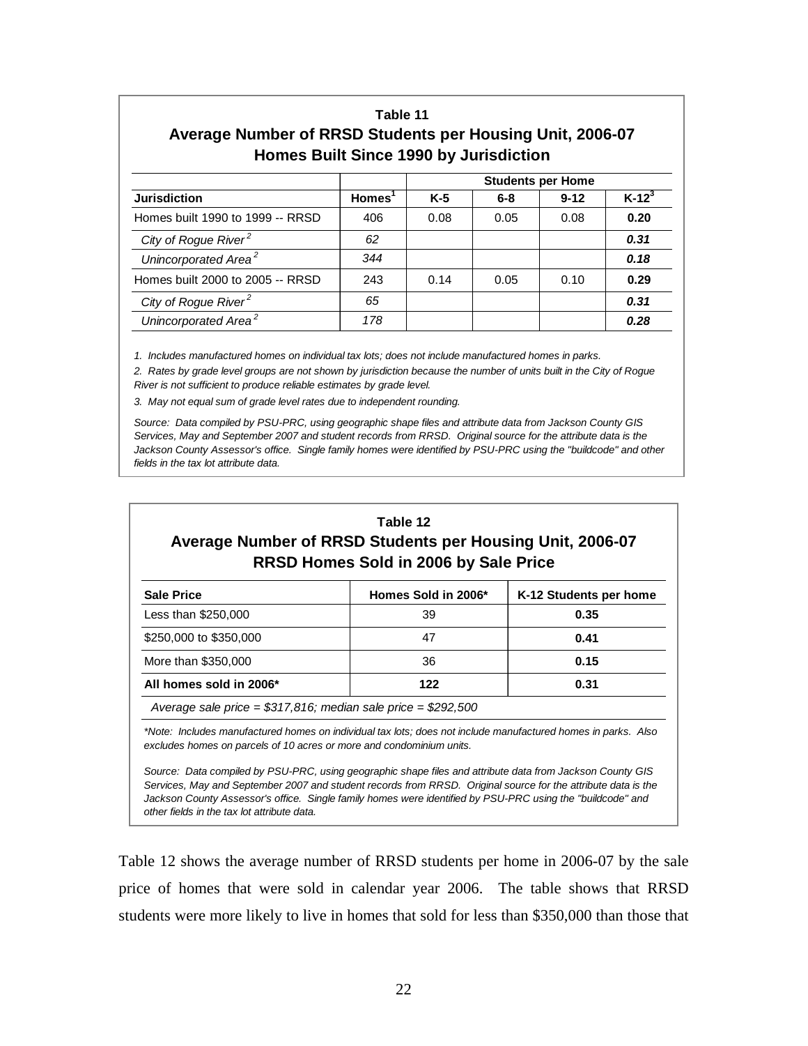**Table 11**

**Average Number of RRSD Students per Housing Unit, 2006-07 Homes Built Since 1990 by Jurisdiction**

| | | Students per Home | | | |
|---|---|---|---|---|---|
| **Jurisdiction** | **Homes[1]** | **K-5** | **6-8** | **9-12** | **K-12[3]** |
| Homes built 1990 to 1999 -- RRSD | 406 | 0.08 | 0.05 | 0.08 | **0.20** |
| *City of Rogue River[2]* | *62* | | | | ***0.31*** |
| *Unincorporated Area[2]* | *344* | | | | ***0.18*** |
| Homes built 2000 to 2005 -- RRSD | 243 | 0.14 | 0.05 | 0.10 | **0.29** |
| *City of Rogue River[2]* | *65* | | | | ***0.31*** |
| *Unincorporated Area[2]* | *178* | | | | ***0.28*** |

*1. Includes manufactured homes on individual tax lots; does not include manufactured homes in parks.*

*2. Rates by grade level groups are not shown by jurisdiction because the number of units built in the City of Rogue River is not sufficient to produce reliable estimates by grade level.*

*3. May not equal sum of grade level rates due to independent rounding.*

*Source: Data compiled by PSU-PRC, using geographic shape files and attribute data from Jackson County GIS Services, May and September 2007 and student records from RRSD. Original source for the attribute data is the Jackson County Assessor's office. Single family homes were identified by PSU-PRC using the "buildcode" and other fields in the tax lot attribute data.*

**Table 12**

**Average Number of RRSD Students per Housing Unit, 2006-07 RRSD Homes Sold in 2006 by Sale Price**

| Sale Price | Homes Sold in 2006* | K-12 Students per home |
|---|---|---|
| Less than $250,000 | 39 | **0.35** |
| $250,000 to $350,000 | 47 | **0.41** |
| More than $350,000 | 36 | **0.15** |
| **All homes sold in 2006*** | **122** | **0.31** |

*Average sale price = $317,816; median sale price = $292,500*

*\*Note: Includes manufactured homes on individual tax lots; does not include manufactured homes in parks. Also excludes homes on parcels of 10 acres or more and condominium units.*

*Source: Data compiled by PSU-PRC, using geographic shape files and attribute data from Jackson County GIS Services, May and September 2007 and student records from RRSD. Original source for the attribute data is the Jackson County Assessor's office. Single family homes were identified by PSU-PRC using the "buildcode" and other fields in the tax lot attribute data.*

Table 12 shows the average number of RRSD students per home in 2006-07 by the sale price of homes that were sold in calendar year 2006. The table shows that RRSD students were more likely to live in homes that sold for less than $350,000 than those that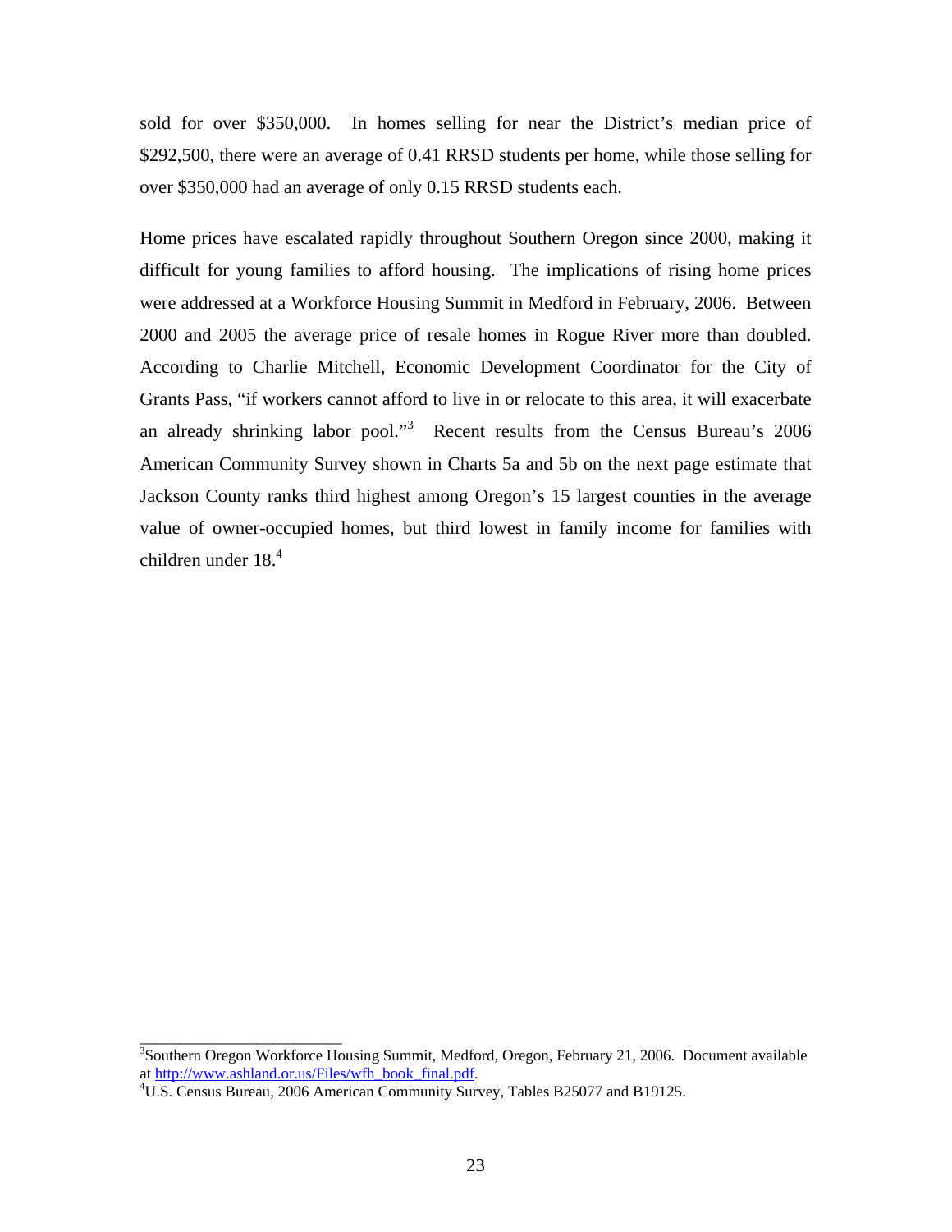sold for over $350,000. In homes selling for near the District's median price of $292,500, there were an average of 0.41 RRSD students per home, while those selling for over $350,000 had an average of only 0.15 RRSD students each.

Home prices have escalated rapidly throughout Southern Oregon since 2000, making it difficult for young families to afford housing. The implications of rising home prices were addressed at a Workforce Housing Summit in Medford in February, 2006. Between 2000 and 2005 the average price of resale homes in Rogue River more than doubled. According to Charlie Mitchell, Economic Development Coordinator for the City of Grants Pass, "if workers cannot afford to live in or relocate to this area, it will exacerbate an already shrinking labor pool."[3] Recent results from the Census Bureau's 2006 American Community Survey shown in Charts 5a and 5b on the next page estimate that Jackson County ranks third highest among Oregon's 15 largest counties in the average value of owner-occupied homes, but third lowest in family income for families with children under 18.[4]

---

[3] Southern Oregon Workforce Housing Summit, Medford, Oregon, February 21, 2006. Document available at http://www.ashland.or.us/Files/wfh_book_final.pdf.

[4] U.S. Census Bureau, 2006 American Community Survey, Tables B25077 and B19125.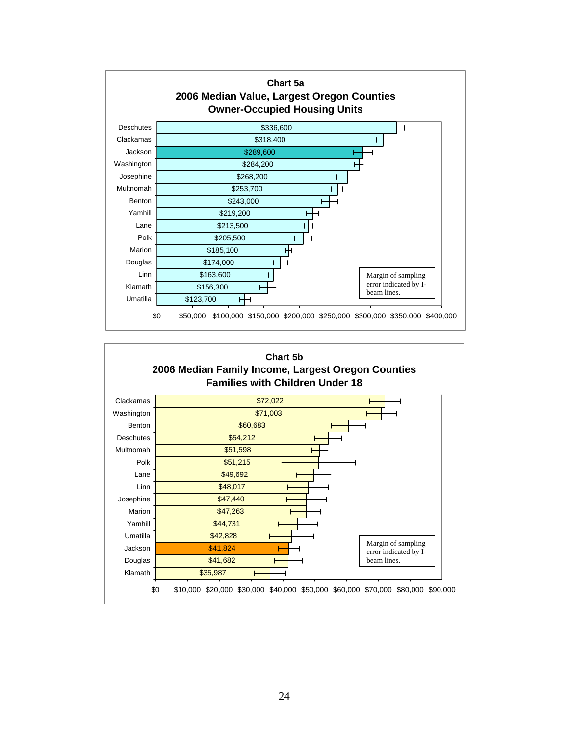**Chart 5a**
**2006 Median Value, Largest Oregon Counties**
**Owner-Occupied Housing Units**

| County | Median Value |
|---|---|
| Deschutes | $336,600 |
| Clackamas | $318,400 |
| Jackson | $289,600 |
| Washington | $284,200 |
| Josephine | $268,200 |
| Multnomah | $253,700 |
| Benton | $243,000 |
| Yamhill | $219,200 |
| Lane | $213,500 |
| Polk | $205,500 |
| Marion | $185,100 |
| Douglas | $174,000 |
| Linn | $163,600 |
| Klamath | $156,300 |
| Umatilla | $123,700 |

Margin of sampling error indicated by I-beam lines.

**Chart 5b**
**2006 Median Family Income, Largest Oregon Counties**
**Families with Children Under 18**

| County | Median Family Income |
|---|---|
| Clackamas | $72,022 |
| Washington | $71,003 |
| Benton | $60,683 |
| Deschutes | $54,212 |
| Multnomah | $51,598 |
| Polk | $51,215 |
| Lane | $49,692 |
| Linn | $48,017 |
| Josephine | $47,440 |
| Marion | $47,263 |
| Yamhill | $44,731 |
| Umatilla | $42,828 |
| Jackson | $41,824 |
| Douglas | $41,682 |
| Klamath | $35,987 |

Margin of sampling error indicated by I-beam lines.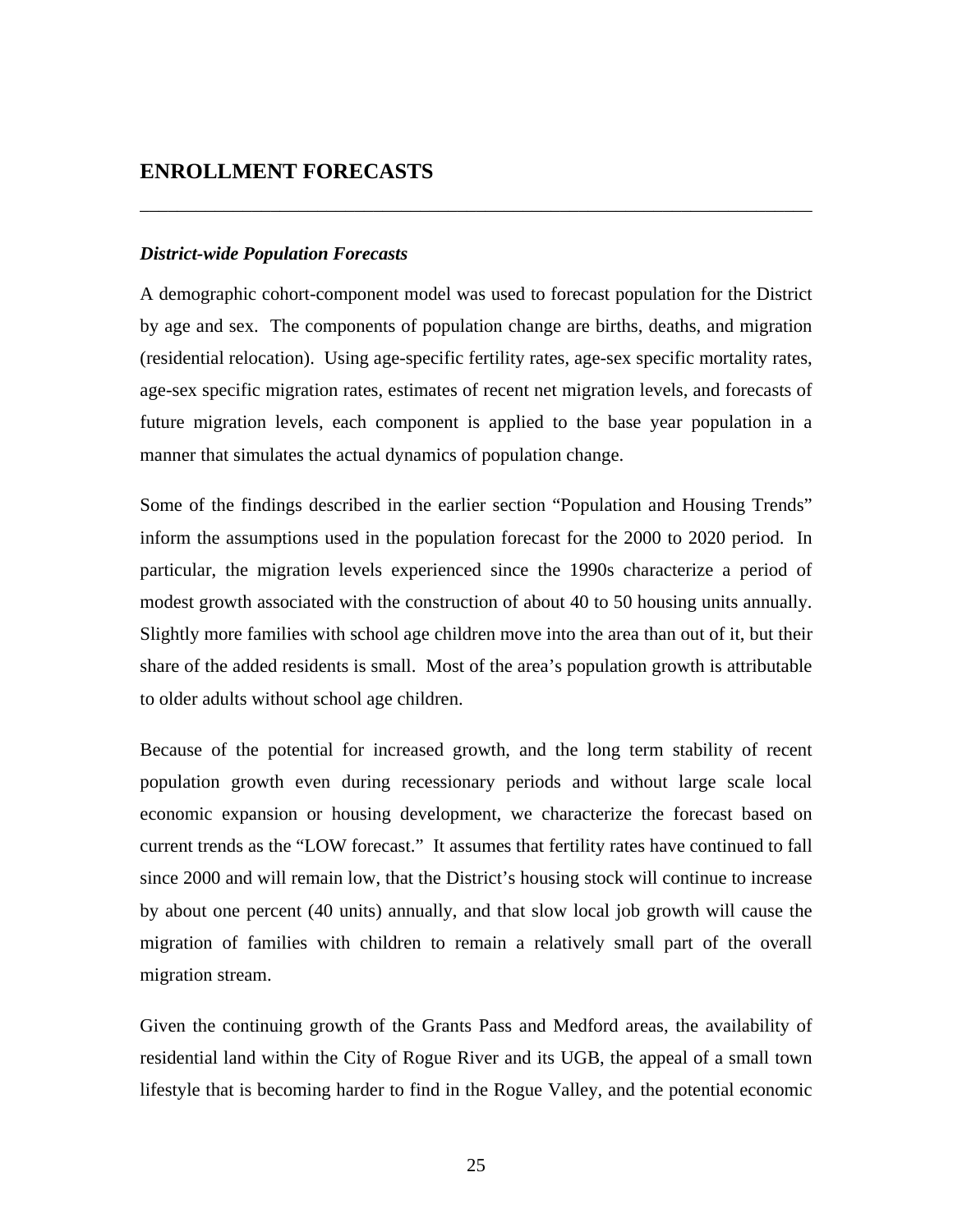## ENROLLMENT FORECASTS

### *District-wide Population Forecasts*

A demographic cohort-component model was used to forecast population for the District by age and sex. The components of population change are births, deaths, and migration (residential relocation). Using age-specific fertility rates, age-sex specific mortality rates, age-sex specific migration rates, estimates of recent net migration levels, and forecasts of future migration levels, each component is applied to the base year population in a manner that simulates the actual dynamics of population change.

Some of the findings described in the earlier section "Population and Housing Trends" inform the assumptions used in the population forecast for the 2000 to 2020 period. In particular, the migration levels experienced since the 1990s characterize a period of modest growth associated with the construction of about 40 to 50 housing units annually. Slightly more families with school age children move into the area than out of it, but their share of the added residents is small. Most of the area's population growth is attributable to older adults without school age children.

Because of the potential for increased growth, and the long term stability of recent population growth even during recessionary periods and without large scale local economic expansion or housing development, we characterize the forecast based on current trends as the "LOW forecast." It assumes that fertility rates have continued to fall since 2000 and will remain low, that the District's housing stock will continue to increase by about one percent (40 units) annually, and that slow local job growth will cause the migration of families with children to remain a relatively small part of the overall migration stream.

Given the continuing growth of the Grants Pass and Medford areas, the availability of residential land within the City of Rogue River and its UGB, the appeal of a small town lifestyle that is becoming harder to find in the Rogue Valley, and the potential economic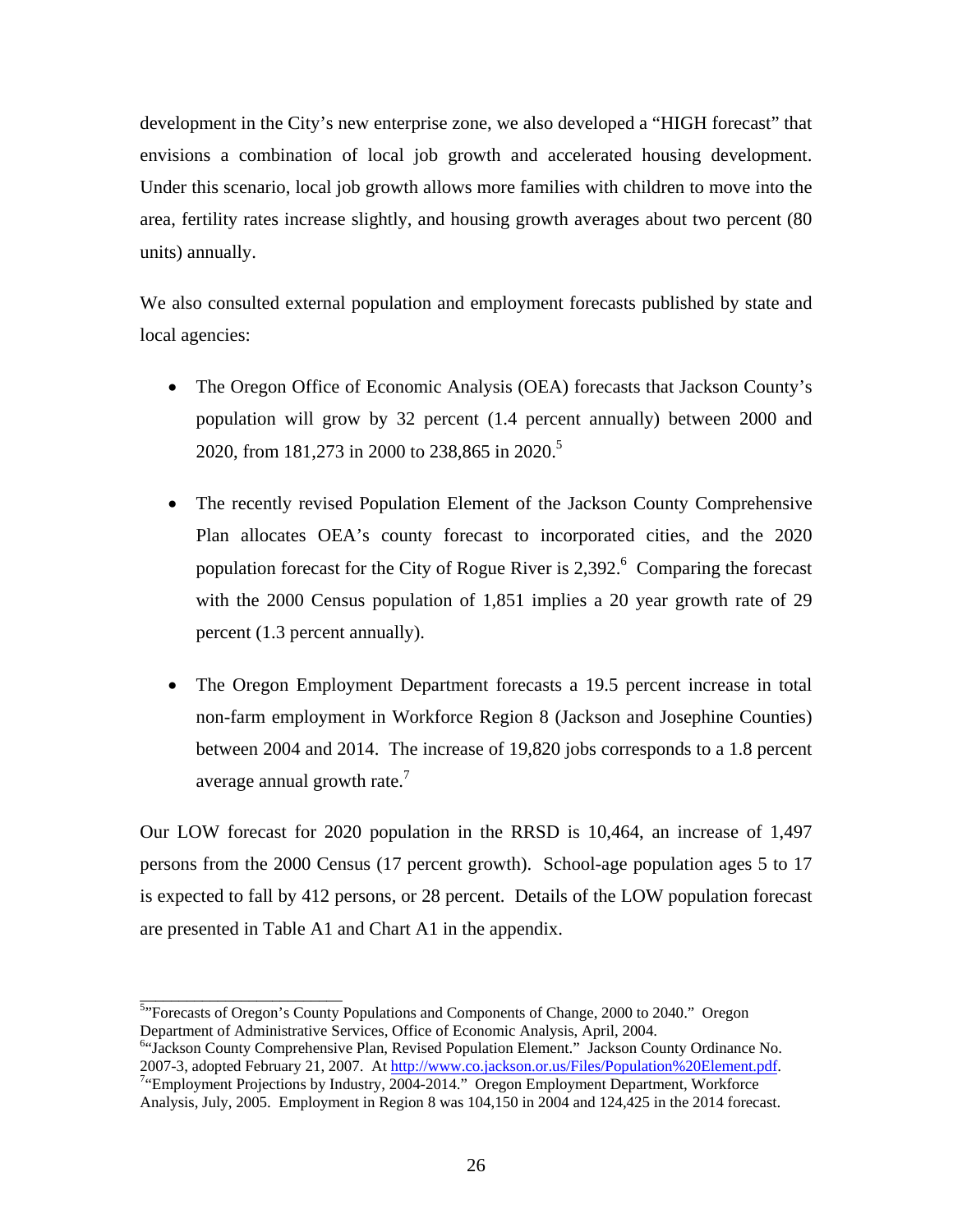development in the City's new enterprise zone, we also developed a "HIGH forecast" that envisions a combination of local job growth and accelerated housing development. Under this scenario, local job growth allows more families with children to move into the area, fertility rates increase slightly, and housing growth averages about two percent (80 units) annually.

We also consulted external population and employment forecasts published by state and local agencies:

- The Oregon Office of Economic Analysis (OEA) forecasts that Jackson County's population will grow by 32 percent (1.4 percent annually) between 2000 and 2020, from 181,273 in 2000 to 238,865 in 2020.[5]

- The recently revised Population Element of the Jackson County Comprehensive Plan allocates OEA's county forecast to incorporated cities, and the 2020 population forecast for the City of Rogue River is 2,392.[6] Comparing the forecast with the 2000 Census population of 1,851 implies a 20 year growth rate of 29 percent (1.3 percent annually).

- The Oregon Employment Department forecasts a 19.5 percent increase in total non-farm employment in Workforce Region 8 (Jackson and Josephine Counties) between 2004 and 2014. The increase of 19,820 jobs corresponds to a 1.8 percent average annual growth rate.[7]

Our LOW forecast for 2020 population in the RRSD is 10,464, an increase of 1,497 persons from the 2000 Census (17 percent growth). School-age population ages 5 to 17 is expected to fall by 412 persons, or 28 percent. Details of the LOW population forecast are presented in Table A1 and Chart A1 in the appendix.

---

[5] "Forecasts of Oregon's County Populations and Components of Change, 2000 to 2040." Oregon Department of Administrative Services, Office of Economic Analysis, April, 2004.

[6] "Jackson County Comprehensive Plan, Revised Population Element." Jackson County Ordinance No. 2007-3, adopted February 21, 2007. At http://www.co.jackson.or.us/Files/Population%20Element.pdf.

[7] "Employment Projections by Industry, 2004-2014." Oregon Employment Department, Workforce Analysis, July, 2005. Employment in Region 8 was 104,150 in 2004 and 124,425 in the 2014 forecast.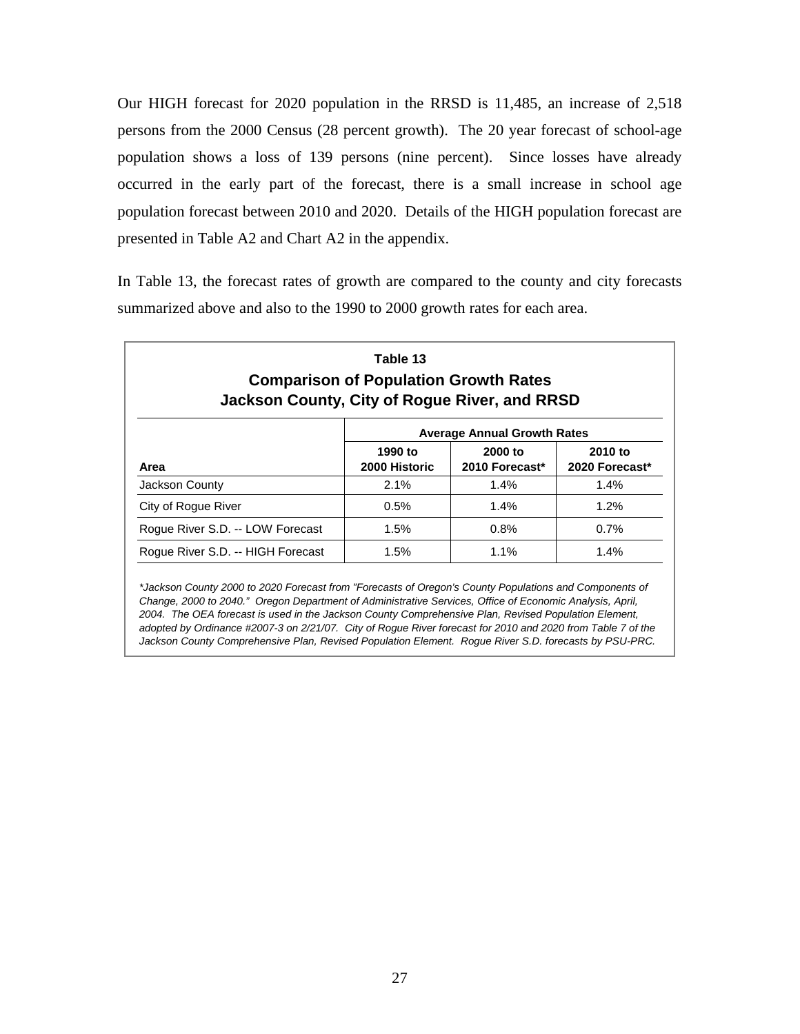Our HIGH forecast for 2020 population in the RRSD is 11,485, an increase of 2,518 persons from the 2000 Census (28 percent growth). The 20 year forecast of school-age population shows a loss of 139 persons (nine percent). Since losses have already occurred in the early part of the forecast, there is a small increase in school age population forecast between 2010 and 2020. Details of the HIGH population forecast are presented in Table A2 and Chart A2 in the appendix.

In Table 13, the forecast rates of growth are compared to the county and city forecasts summarized above and also to the 1990 to 2000 growth rates for each area.

**Table 13**
**Comparison of Population Growth Rates**
**Jackson County, City of Rogue River, and RRSD**

| | Average Annual Growth Rates | | |
|---|---|---|---|
| **Area** | **1990 to 2000 Historic** | **2000 to 2010 Forecast*** | **2010 to 2020 Forecast*** |
| Jackson County | 2.1% | 1.4% | 1.4% |
| City of Rogue River | 0.5% | 1.4% | 1.2% |
| Rogue River S.D. -- LOW Forecast | 1.5% | 0.8% | 0.7% |
| Rogue River S.D. -- HIGH Forecast | 1.5% | 1.1% | 1.4% |

*\*Jackson County 2000 to 2020 Forecast from "Forecasts of Oregon's County Populations and Components of Change, 2000 to 2040." Oregon Department of Administrative Services, Office of Economic Analysis, April, 2004. The OEA forecast is used in the Jackson County Comprehensive Plan, Revised Population Element, adopted by Ordinance #2007-3 on 2/21/07. City of Rogue River forecast for 2010 and 2020 from Table 7 of the Jackson County Comprehensive Plan, Revised Population Element. Rogue River S.D. forecasts by PSU-PRC.*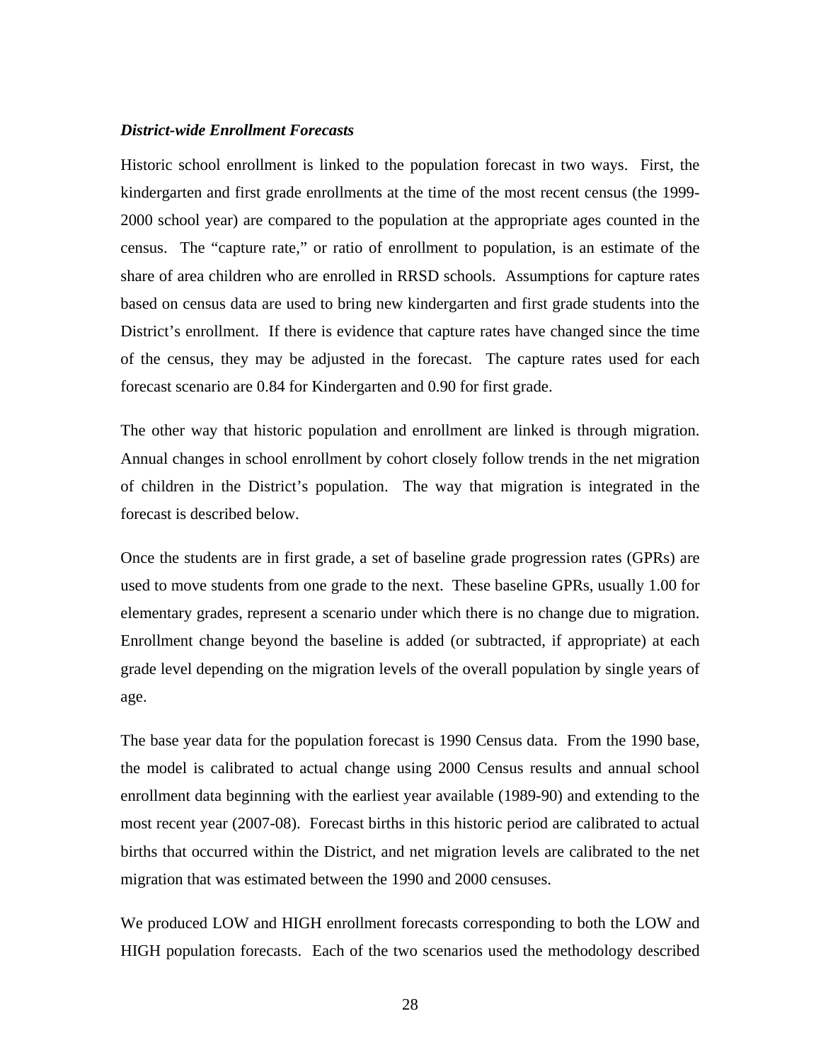***District-wide Enrollment Forecasts***

Historic school enrollment is linked to the population forecast in two ways. First, the kindergarten and first grade enrollments at the time of the most recent census (the 1999-2000 school year) are compared to the population at the appropriate ages counted in the census. The "capture rate," or ratio of enrollment to population, is an estimate of the share of area children who are enrolled in RRSD schools. Assumptions for capture rates based on census data are used to bring new kindergarten and first grade students into the District's enrollment. If there is evidence that capture rates have changed since the time of the census, they may be adjusted in the forecast. The capture rates used for each forecast scenario are 0.84 for Kindergarten and 0.90 for first grade.

The other way that historic population and enrollment are linked is through migration. Annual changes in school enrollment by cohort closely follow trends in the net migration of children in the District's population. The way that migration is integrated in the forecast is described below.

Once the students are in first grade, a set of baseline grade progression rates (GPRs) are used to move students from one grade to the next. These baseline GPRs, usually 1.00 for elementary grades, represent a scenario under which there is no change due to migration. Enrollment change beyond the baseline is added (or subtracted, if appropriate) at each grade level depending on the migration levels of the overall population by single years of age.

The base year data for the population forecast is 1990 Census data. From the 1990 base, the model is calibrated to actual change using 2000 Census results and annual school enrollment data beginning with the earliest year available (1989-90) and extending to the most recent year (2007-08). Forecast births in this historic period are calibrated to actual births that occurred within the District, and net migration levels are calibrated to the net migration that was estimated between the 1990 and 2000 censuses.

We produced LOW and HIGH enrollment forecasts corresponding to both the LOW and HIGH population forecasts. Each of the two scenarios used the methodology described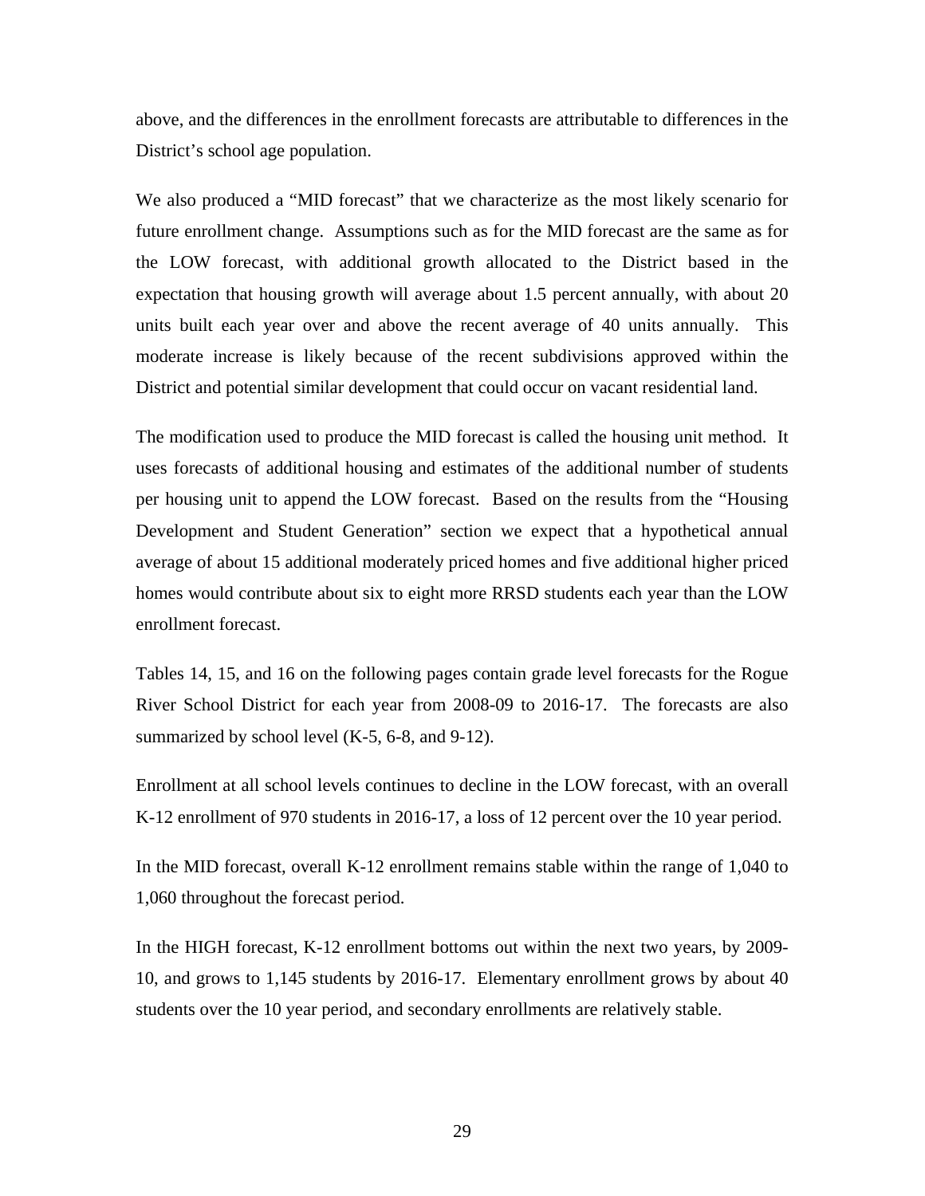above, and the differences in the enrollment forecasts are attributable to differences in the District's school age population.

We also produced a "MID forecast" that we characterize as the most likely scenario for future enrollment change. Assumptions such as for the MID forecast are the same as for the LOW forecast, with additional growth allocated to the District based in the expectation that housing growth will average about 1.5 percent annually, with about 20 units built each year over and above the recent average of 40 units annually. This moderate increase is likely because of the recent subdivisions approved within the District and potential similar development that could occur on vacant residential land.

The modification used to produce the MID forecast is called the housing unit method. It uses forecasts of additional housing and estimates of the additional number of students per housing unit to append the LOW forecast. Based on the results from the "Housing Development and Student Generation" section we expect that a hypothetical annual average of about 15 additional moderately priced homes and five additional higher priced homes would contribute about six to eight more RRSD students each year than the LOW enrollment forecast.

Tables 14, 15, and 16 on the following pages contain grade level forecasts for the Rogue River School District for each year from 2008-09 to 2016-17. The forecasts are also summarized by school level (K-5, 6-8, and 9-12).

Enrollment at all school levels continues to decline in the LOW forecast, with an overall K-12 enrollment of 970 students in 2016-17, a loss of 12 percent over the 10 year period.

In the MID forecast, overall K-12 enrollment remains stable within the range of 1,040 to 1,060 throughout the forecast period.

In the HIGH forecast, K-12 enrollment bottoms out within the next two years, by 2009-10, and grows to 1,145 students by 2016-17. Elementary enrollment grows by about 40 students over the 10 year period, and secondary enrollments are relatively stable.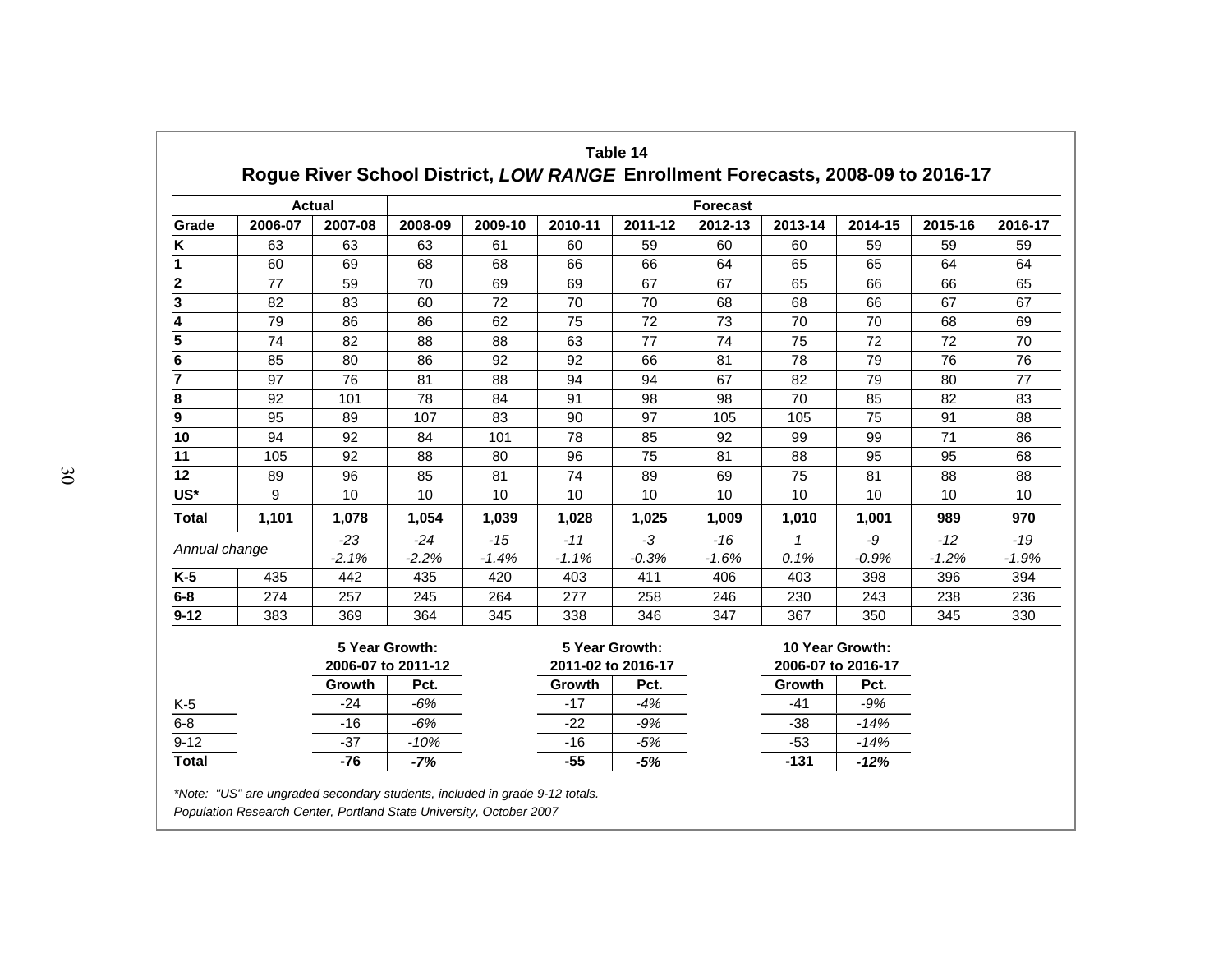**Table 14**

## Rogue River School District, *LOW RANGE* Enrollment Forecasts, 2008-09 to 2016-17

| | Actual | | Forecast | | | | | | | | |
|---|---|---|---|---|---|---|---|---|---|---|---|
| **Grade** | **2006-07** | **2007-08** | **2008-09** | **2009-10** | **2010-11** | **2011-12** | **2012-13** | **2013-14** | **2014-15** | **2015-16** | **2016-17** |
| **K** | 63 | 63 | 63 | 61 | 60 | 59 | 60 | 60 | 59 | 59 | 59 |
| **1** | 60 | 69 | 68 | 68 | 66 | 66 | 64 | 65 | 65 | 64 | 64 |
| **2** | 77 | 59 | 70 | 69 | 69 | 67 | 67 | 65 | 66 | 66 | 65 |
| **3** | 82 | 83 | 60 | 72 | 70 | 70 | 68 | 68 | 66 | 67 | 67 |
| **4** | 79 | 86 | 86 | 62 | 75 | 72 | 73 | 70 | 70 | 68 | 69 |
| **5** | 74 | 82 | 88 | 88 | 63 | 77 | 74 | 75 | 72 | 72 | 70 |
| **6** | 85 | 80 | 86 | 92 | 92 | 66 | 81 | 78 | 79 | 76 | 76 |
| **7** | 97 | 76 | 81 | 88 | 94 | 94 | 67 | 82 | 79 | 80 | 77 |
| **8** | 92 | 101 | 78 | 84 | 91 | 98 | 98 | 70 | 85 | 82 | 83 |
| **9** | 95 | 89 | 107 | 83 | 90 | 97 | 105 | 105 | 75 | 91 | 88 |
| **10** | 94 | 92 | 84 | 101 | 78 | 85 | 92 | 99 | 99 | 71 | 86 |
| **11** | 105 | 92 | 88 | 80 | 96 | 75 | 81 | 88 | 95 | 95 | 68 |
| **12** | 89 | 96 | 85 | 81 | 74 | 89 | 69 | 75 | 81 | 88 | 88 |
| **US*** | 9 | 10 | 10 | 10 | 10 | 10 | 10 | 10 | 10 | 10 | 10 |
| **Total** | **1,101** | **1,078** | **1,054** | **1,039** | **1,028** | **1,025** | **1,009** | **1,010** | **1,001** | **989** | **970** |
| *Annual change* | | *-23* | *-24* | *-15* | *-11* | *-3* | *-16* | *1* | *-9* | *-12* | *-19* |
| | | *-2.1%* | *-2.2%* | *-1.4%* | *-1.1%* | *-0.3%* | *-1.6%* | *0.1%* | *-0.9%* | *-1.2%* | *-1.9%* |
| **K-5** | 435 | 442 | 435 | 420 | 403 | 411 | 406 | 403 | 398 | 396 | 394 |
| **6-8** | 274 | 257 | 245 | 264 | 277 | 258 | 246 | 230 | 243 | 238 | 236 |
| **9-12** | 383 | 369 | 364 | 345 | 338 | 346 | 347 | 367 | 350 | 345 | 330 |

| | 5 Year Growth: 2006-07 to 2011-12 | | 5 Year Growth: 2011-02 to 2016-17 | | 10 Year Growth: 2006-07 to 2016-17 | |
|---|---|---|---|---|---|---|
| | **Growth** | **Pct.** | **Growth** | **Pct.** | **Growth** | **Pct.** |
| K-5 | -24 | *-6%* | -17 | *-4%* | -41 | *-9%* |
| 6-8 | -16 | *-6%* | -22 | *-9%* | -38 | *-14%* |
| 9-12 | -37 | *-10%* | -16 | *-5%* | -53 | *-14%* |
| **Total** | **-76** | ***-7%*** | **-55** | ***-5%*** | **-131** | ***-12%*** |

*\*Note: "US" are ungraded secondary students, included in grade 9-12 totals.*

*Population Research Center, Portland State University, October 2007*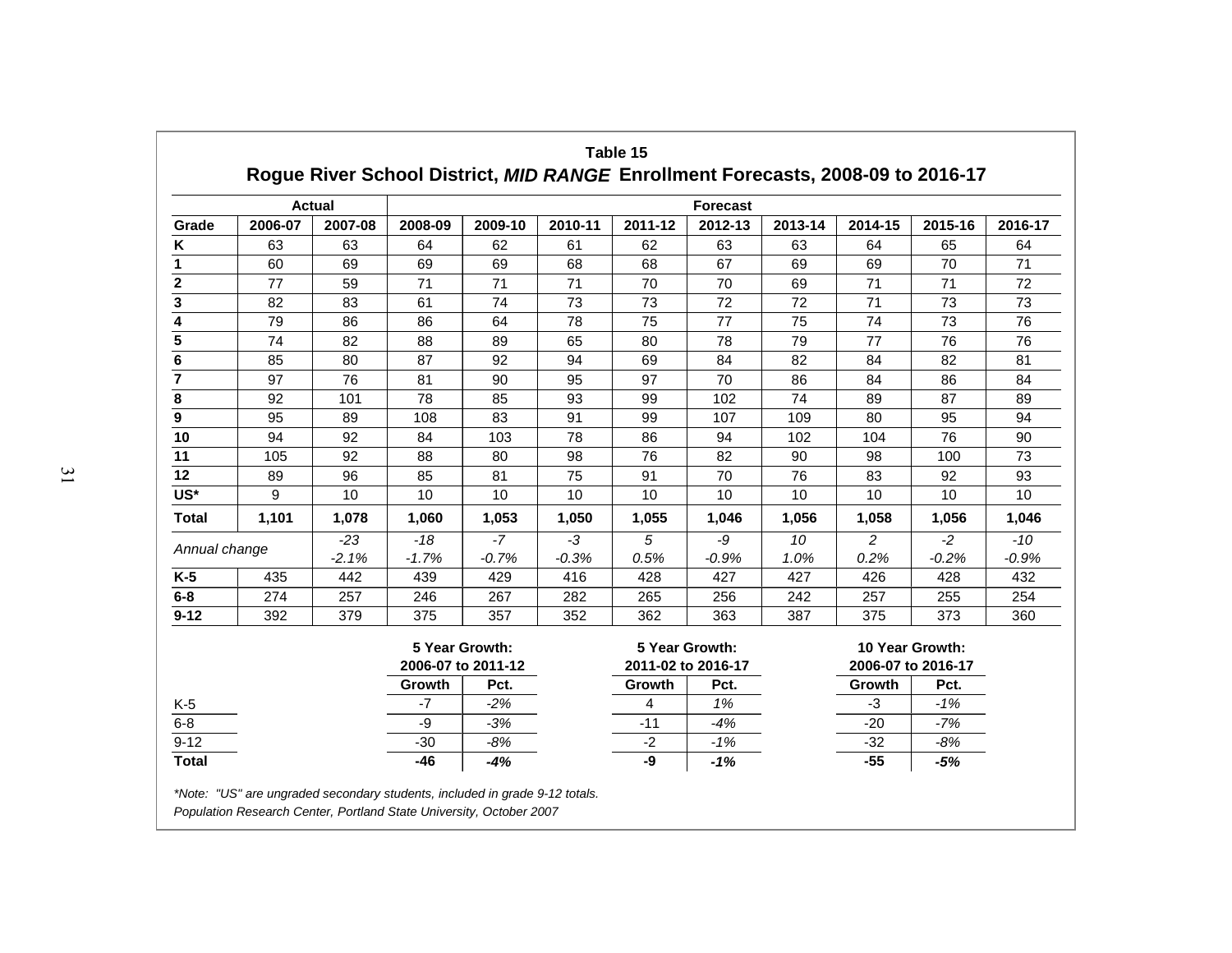**Table 15**

**Rogue River School District, *MID RANGE* Enrollment Forecasts, 2008-09 to 2016-17**

| | Actual | | Forecast | | | | | | | | |
|---|---|---|---|---|---|---|---|---|---|---|---|
| **Grade** | **2006-07** | **2007-08** | **2008-09** | **2009-10** | **2010-11** | **2011-12** | **2012-13** | **2013-14** | **2014-15** | **2015-16** | **2016-17** |
| **K** | 63 | 63 | 64 | 62 | 61 | 62 | 63 | 63 | 64 | 65 | 64 |
| **1** | 60 | 69 | 69 | 69 | 68 | 68 | 67 | 69 | 69 | 70 | 71 |
| **2** | 77 | 59 | 71 | 71 | 71 | 70 | 70 | 69 | 71 | 71 | 72 |
| **3** | 82 | 83 | 61 | 74 | 73 | 73 | 72 | 72 | 71 | 73 | 73 |
| **4** | 79 | 86 | 86 | 64 | 78 | 75 | 77 | 75 | 74 | 73 | 76 |
| **5** | 74 | 82 | 88 | 89 | 65 | 80 | 78 | 79 | 77 | 76 | 76 |
| **6** | 85 | 80 | 87 | 92 | 94 | 69 | 84 | 82 | 84 | 82 | 81 |
| **7** | 97 | 76 | 81 | 90 | 95 | 97 | 70 | 86 | 84 | 86 | 84 |
| **8** | 92 | 101 | 78 | 85 | 93 | 99 | 102 | 74 | 89 | 87 | 89 |
| **9** | 95 | 89 | 108 | 83 | 91 | 99 | 107 | 109 | 80 | 95 | 94 |
| **10** | 94 | 92 | 84 | 103 | 78 | 86 | 94 | 102 | 104 | 76 | 90 |
| **11** | 105 | 92 | 88 | 80 | 98 | 76 | 82 | 90 | 98 | 100 | 73 |
| **12** | 89 | 96 | 85 | 81 | 75 | 91 | 70 | 76 | 83 | 92 | 93 |
| **US*** | 9 | 10 | 10 | 10 | 10 | 10 | 10 | 10 | 10 | 10 | 10 |
| **Total** | **1,101** | **1,078** | **1,060** | **1,053** | **1,050** | **1,055** | **1,046** | **1,056** | **1,058** | **1,056** | **1,046** |
| *Annual change* | | *-23* | *-18* | *-7* | *-3* | *5* | *-9* | *10* | *2* | *-2* | *-10* |
| | | *-2.1%* | *-1.7%* | *-0.7%* | *-0.3%* | *0.5%* | *-0.9%* | *1.0%* | *0.2%* | *-0.2%* | *-0.9%* |
| **K-5** | 435 | 442 | 439 | 429 | 416 | 428 | 427 | 427 | 426 | 428 | 432 |
| **6-8** | 274 | 257 | 246 | 267 | 282 | 265 | 256 | 242 | 257 | 255 | 254 |
| **9-12** | 392 | 379 | 375 | 357 | 352 | 362 | 363 | 387 | 375 | 373 | 360 |

| | 5 Year Growth: 2006-07 to 2011-12 | | 5 Year Growth: 2011-02 to 2016-17 | | 10 Year Growth: 2006-07 to 2016-17 | |
|---|---|---|---|---|---|---|
| | **Growth** | **Pct.** | **Growth** | **Pct.** | **Growth** | **Pct.** |
| K-5 | -7 | *-2%* | 4 | *1%* | -3 | *-1%* |
| 6-8 | -9 | *-3%* | -11 | *-4%* | -20 | *-7%* |
| 9-12 | -30 | *-8%* | -2 | *-1%* | -32 | *-8%* |
| **Total** | **-46** | ***-4%*** | **-9** | ***-1%*** | **-55** | ***-5%*** |

*\*Note: "US" are ungraded secondary students, included in grade 9-12 totals.*

*Population Research Center, Portland State University, October 2007*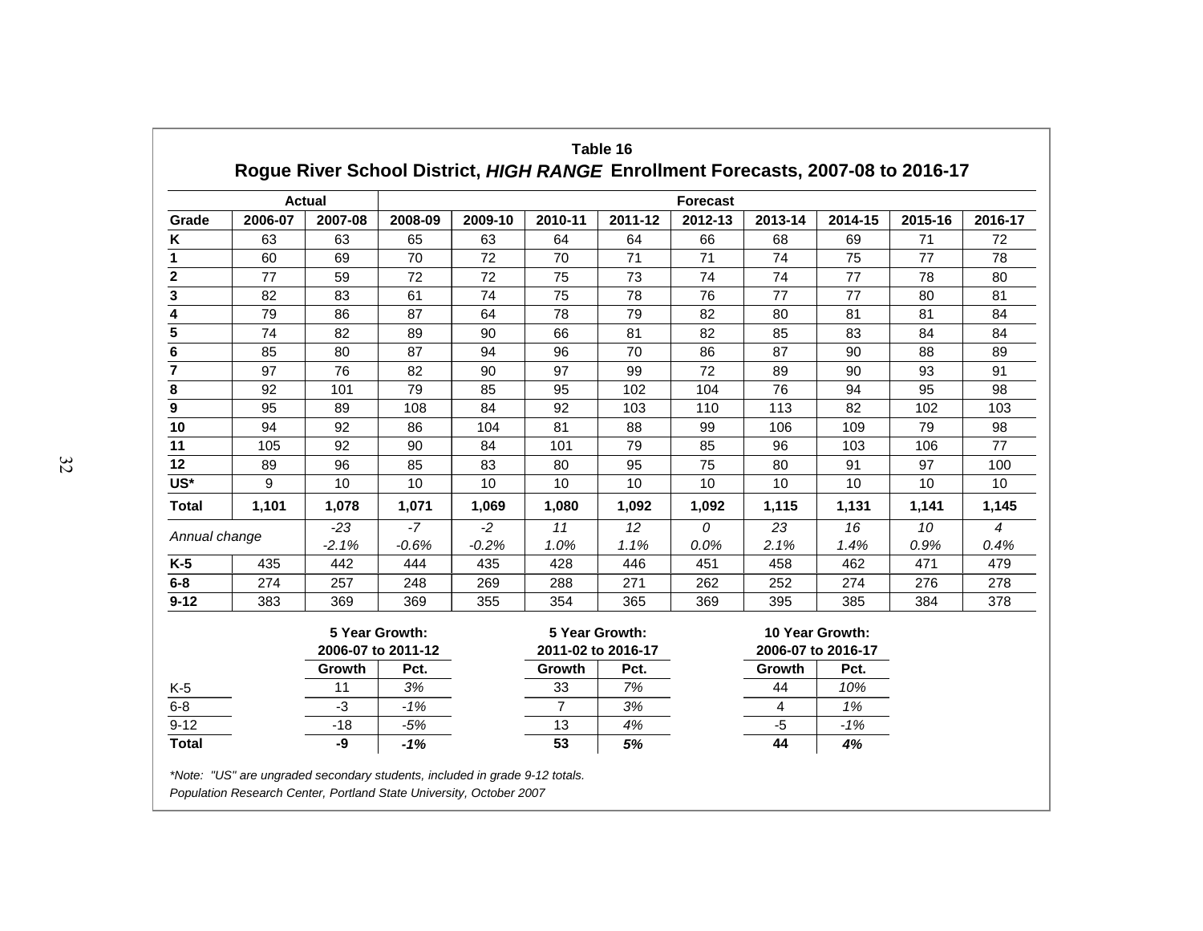## Table 16

### Rogue River School District, *HIGH RANGE* Enrollment Forecasts, 2007-08 to 2016-17

| | Actual | | Forecast | | | | | | | | | |
|---|---|---|---|---|---|---|---|---|---|---|---|---|
| **Grade** | **2006-07** | **2007-08** | **2008-09** | **2009-10** | **2010-11** | **2011-12** | **2012-13** | **2013-14** | **2014-15** | **2015-16** | **2016-17** |
| **K** | 63 | 63 | 65 | 63 | 64 | 64 | 66 | 68 | 69 | 71 | 72 |
| **1** | 60 | 69 | 70 | 72 | 70 | 71 | 71 | 74 | 75 | 77 | 78 |
| **2** | 77 | 59 | 72 | 72 | 75 | 73 | 74 | 74 | 77 | 78 | 80 |
| **3** | 82 | 83 | 61 | 74 | 75 | 78 | 76 | 77 | 77 | 80 | 81 |
| **4** | 79 | 86 | 87 | 64 | 78 | 79 | 82 | 80 | 81 | 81 | 84 |
| **5** | 74 | 82 | 89 | 90 | 66 | 81 | 82 | 85 | 83 | 84 | 84 |
| **6** | 85 | 80 | 87 | 94 | 96 | 70 | 86 | 87 | 90 | 88 | 89 |
| **7** | 97 | 76 | 82 | 90 | 97 | 99 | 72 | 89 | 90 | 93 | 91 |
| **8** | 92 | 101 | 79 | 85 | 95 | 102 | 104 | 76 | 94 | 95 | 98 |
| **9** | 95 | 89 | 108 | 84 | 92 | 103 | 110 | 113 | 82 | 102 | 103 |
| **10** | 94 | 92 | 86 | 104 | 81 | 88 | 99 | 106 | 109 | 79 | 98 |
| **11** | 105 | 92 | 90 | 84 | 101 | 79 | 85 | 96 | 103 | 106 | 77 |
| **12** | 89 | 96 | 85 | 83 | 80 | 95 | 75 | 80 | 91 | 97 | 100 |
| **US*** | 9 | 10 | 10 | 10 | 10 | 10 | 10 | 10 | 10 | 10 | 10 |
| **Total** | **1,101** | **1,078** | **1,071** | **1,069** | **1,080** | **1,092** | **1,092** | **1,115** | **1,131** | **1,141** | **1,145** |
| *Annual change* | | *-23* | *-7* | *-2* | *11* | *12* | *0* | *23* | *16* | *10* | *4* |
| | | *-2.1%* | *-0.6%* | *-0.2%* | *1.0%* | *1.1%* | *0.0%* | *2.1%* | *1.4%* | *0.9%* | *0.4%* |
| **K-5** | 435 | 442 | 444 | 435 | 428 | 446 | 451 | 458 | 462 | 471 | 479 |
| **6-8** | 274 | 257 | 248 | 269 | 288 | 271 | 262 | 252 | 274 | 276 | 278 |
| **9-12** | 383 | 369 | 369 | 355 | 354 | 365 | 369 | 395 | 385 | 384 | 378 |

| | 5 Year Growth: 2006-07 to 2011-12 | | 5 Year Growth: 2011-02 to 2016-17 | | 10 Year Growth: 2006-07 to 2016-17 | |
|---|---|---|---|---|---|---|
| | **Growth** | **Pct.** | **Growth** | **Pct.** | **Growth** | **Pct.** |
| K-5 | 11 | *3%* | 33 | *7%* | 44 | *10%* |
| 6-8 | -3 | *-1%* | 7 | *3%* | 4 | *1%* |
| 9-12 | -18 | *-5%* | 13 | *4%* | -5 | *-1%* |
| **Total** | **-9** | ***-1%*** | **53** | ***5%*** | **44** | ***4%*** |

*\*Note: "US" are ungraded secondary students, included in grade 9-12 totals.*

*Population Research Center, Portland State University, October 2007*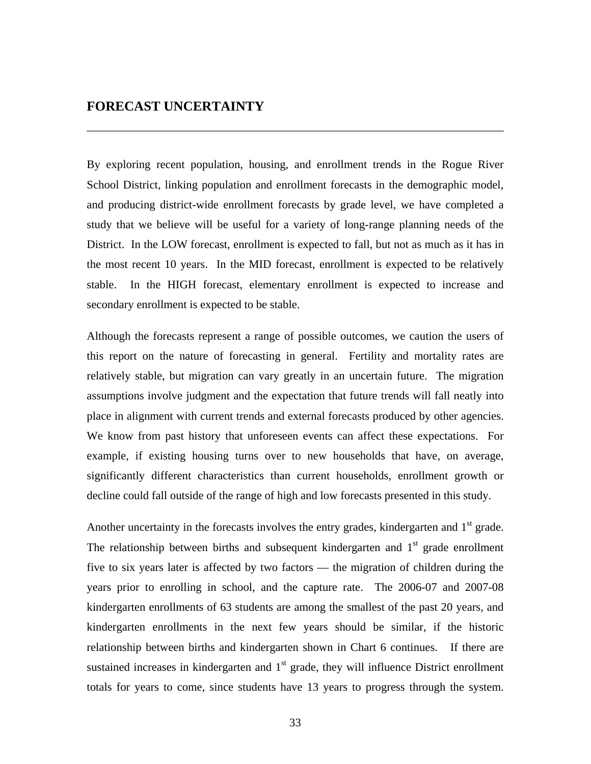## FORECAST UNCERTAINTY

---

By exploring recent population, housing, and enrollment trends in the Rogue River School District, linking population and enrollment forecasts in the demographic model, and producing district-wide enrollment forecasts by grade level, we have completed a study that we believe will be useful for a variety of long-range planning needs of the District. In the LOW forecast, enrollment is expected to fall, but not as much as it has in the most recent 10 years. In the MID forecast, enrollment is expected to be relatively stable. In the HIGH forecast, elementary enrollment is expected to increase and secondary enrollment is expected to be stable.

Although the forecasts represent a range of possible outcomes, we caution the users of this report on the nature of forecasting in general. Fertility and mortality rates are relatively stable, but migration can vary greatly in an uncertain future. The migration assumptions involve judgment and the expectation that future trends will fall neatly into place in alignment with current trends and external forecasts produced by other agencies. We know from past history that unforeseen events can affect these expectations. For example, if existing housing turns over to new households that have, on average, significantly different characteristics than current households, enrollment growth or decline could fall outside of the range of high and low forecasts presented in this study.

Another uncertainty in the forecasts involves the entry grades, kindergarten and 1st grade. The relationship between births and subsequent kindergarten and 1st grade enrollment five to six years later is affected by two factors — the migration of children during the years prior to enrolling in school, and the capture rate. The 2006-07 and 2007-08 kindergarten enrollments of 63 students are among the smallest of the past 20 years, and kindergarten enrollments in the next few years should be similar, if the historic relationship between births and kindergarten shown in Chart 6 continues. If there are sustained increases in kindergarten and 1st grade, they will influence District enrollment totals for years to come, since students have 13 years to progress through the system.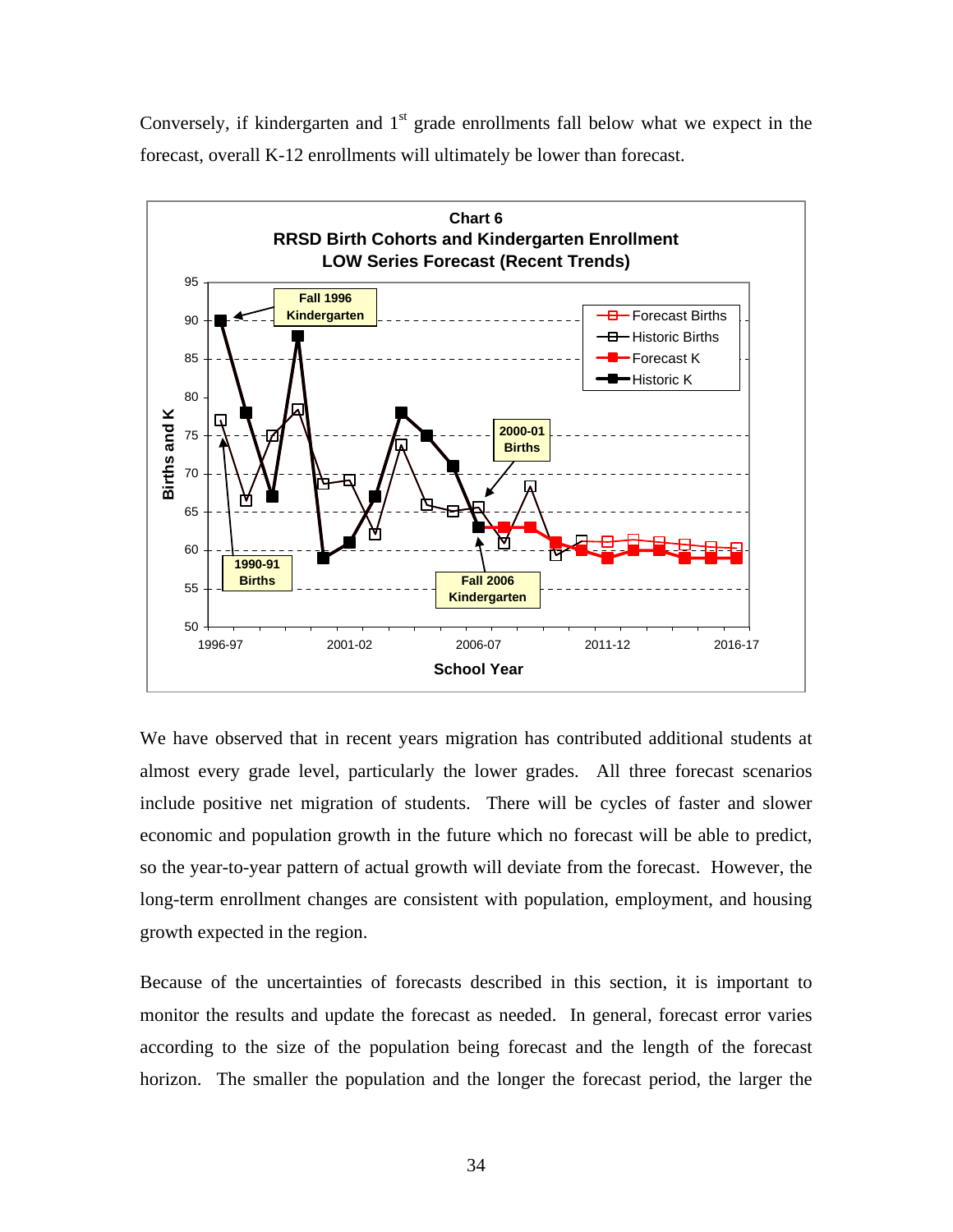Conversely, if kindergarten and 1st grade enrollments fall below what we expect in the forecast, overall K-12 enrollments will ultimately be lower than forecast.

**Chart 6**
**RRSD Birth Cohorts and Kindergarten Enrollment**
**LOW Series Forecast (Recent Trends)**

We have observed that in recent years migration has contributed additional students at almost every grade level, particularly the lower grades. All three forecast scenarios include positive net migration of students. There will be cycles of faster and slower economic and population growth in the future which no forecast will be able to predict, so the year-to-year pattern of actual growth will deviate from the forecast. However, the long-term enrollment changes are consistent with population, employment, and housing growth expected in the region.

Because of the uncertainties of forecasts described in this section, it is important to monitor the results and update the forecast as needed. In general, forecast error varies according to the size of the population being forecast and the length of the forecast horizon. The smaller the population and the longer the forecast period, the larger the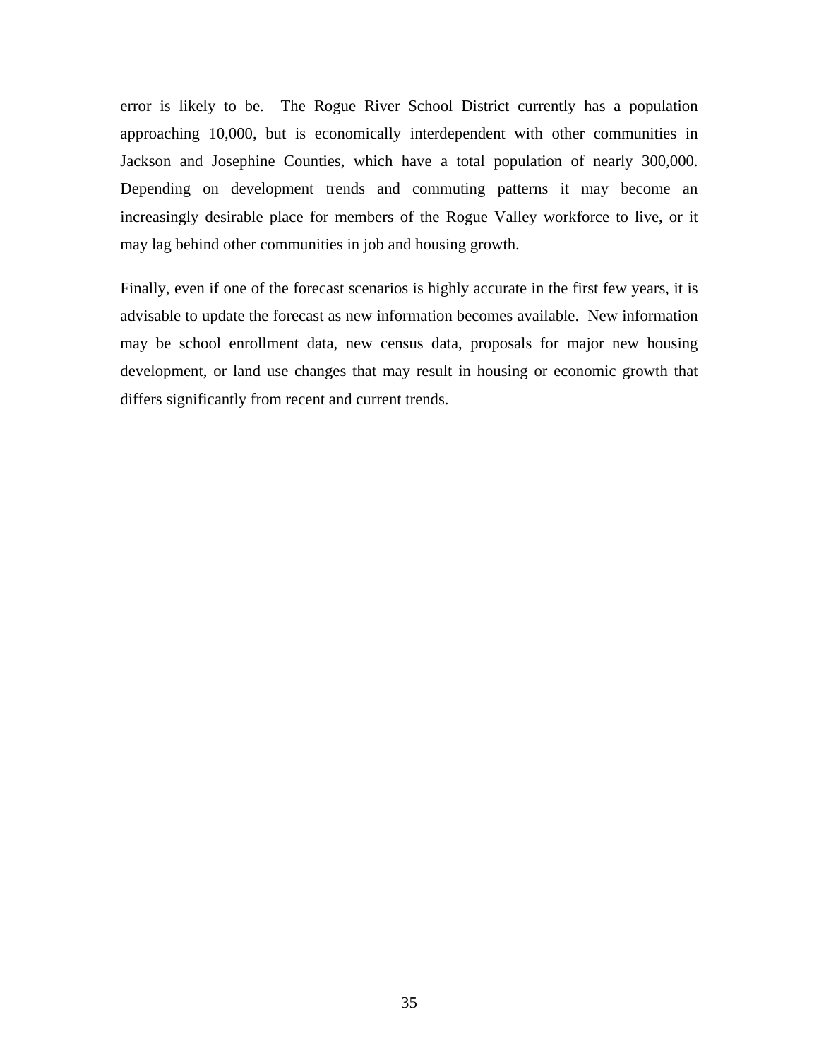error is likely to be. The Rogue River School District currently has a population approaching 10,000, but is economically interdependent with other communities in Jackson and Josephine Counties, which have a total population of nearly 300,000. Depending on development trends and commuting patterns it may become an increasingly desirable place for members of the Rogue Valley workforce to live, or it may lag behind other communities in job and housing growth.

Finally, even if one of the forecast scenarios is highly accurate in the first few years, it is advisable to update the forecast as new information becomes available. New information may be school enrollment data, new census data, proposals for major new housing development, or land use changes that may result in housing or economic growth that differs significantly from recent and current trends.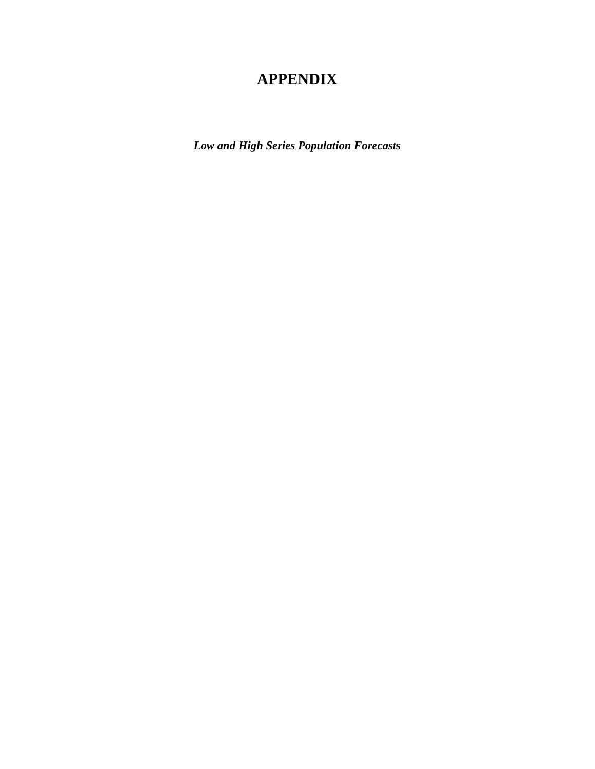# APPENDIX

***Low and High Series Population Forecasts***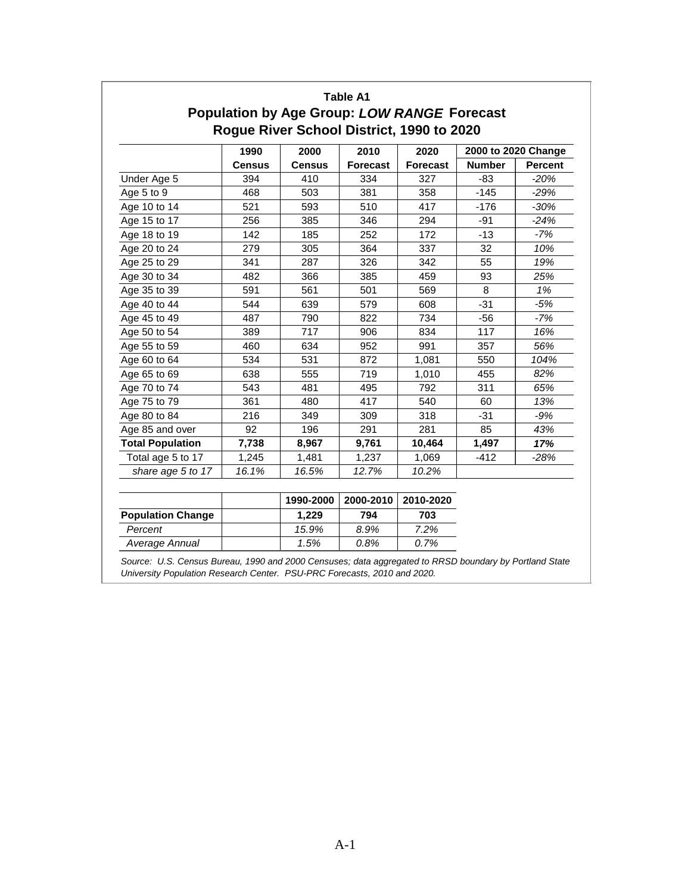**Table A1**

**Population by Age Group: *LOW RANGE* Forecast**

**Rogue River School District, 1990 to 2020**

| | 1990 | 2000 | 2010 | 2020 | 2000 to 2020 Change | |
|---|---|---|---|---|---|---|
| | **Census** | **Census** | **Forecast** | **Forecast** | **Number** | **Percent** |
| Under Age 5 | 394 | 410 | 334 | 327 | -83 | *-20%* |
| Age 5 to 9 | 468 | 503 | 381 | 358 | -145 | *-29%* |
| Age 10 to 14 | 521 | 593 | 510 | 417 | -176 | *-30%* |
| Age 15 to 17 | 256 | 385 | 346 | 294 | -91 | *-24%* |
| Age 18 to 19 | 142 | 185 | 252 | 172 | -13 | *-7%* |
| Age 20 to 24 | 279 | 305 | 364 | 337 | 32 | *10%* |
| Age 25 to 29 | 341 | 287 | 326 | 342 | 55 | *19%* |
| Age 30 to 34 | 482 | 366 | 385 | 459 | 93 | *25%* |
| Age 35 to 39 | 591 | 561 | 501 | 569 | 8 | *1%* |
| Age 40 to 44 | 544 | 639 | 579 | 608 | -31 | *-5%* |
| Age 45 to 49 | 487 | 790 | 822 | 734 | -56 | *-7%* |
| Age 50 to 54 | 389 | 717 | 906 | 834 | 117 | *16%* |
| Age 55 to 59 | 460 | 634 | 952 | 991 | 357 | *56%* |
| Age 60 to 64 | 534 | 531 | 872 | 1,081 | 550 | *104%* |
| Age 65 to 69 | 638 | 555 | 719 | 1,010 | 455 | *82%* |
| Age 70 to 74 | 543 | 481 | 495 | 792 | 311 | *65%* |
| Age 75 to 79 | 361 | 480 | 417 | 540 | 60 | *13%* |
| Age 80 to 84 | 216 | 349 | 309 | 318 | -31 | *-9%* |
| Age 85 and over | 92 | 196 | 291 | 281 | 85 | *43%* |
| **Total Population** | **7,738** | **8,967** | **9,761** | **10,464** | **1,497** | ***17%*** |
| Total age 5 to 17 | 1,245 | 1,481 | 1,237 | 1,069 | -412 | *-28%* |
| *share age 5 to 17* | *16.1%* | *16.5%* | *12.7%* | *10.2%* | | |

| | | 1990-2000 | 2000-2010 | 2010-2020 |
|---|---|---|---|---|
| **Population Change** | | **1,229** | **794** | **703** |
| *Percent* | | *15.9%* | *8.9%* | *7.2%* |
| *Average Annual* | | *1.5%* | *0.8%* | *0.7%* |

*Source: U.S. Census Bureau, 1990 and 2000 Censuses; data aggregated to RRSD boundary by Portland State University Population Research Center. PSU-PRC Forecasts, 2010 and 2020.*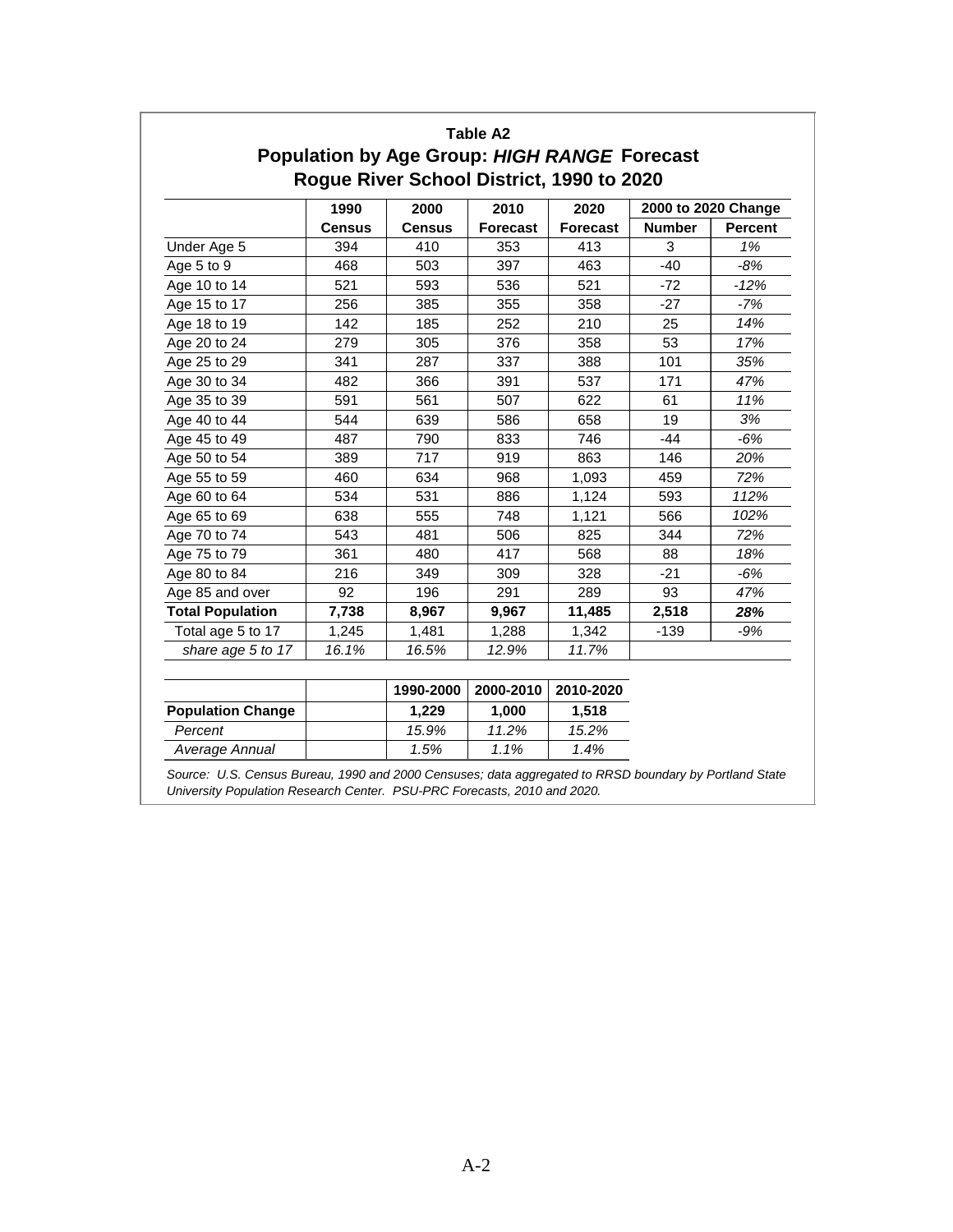**Table A2**

**Population by Age Group: *HIGH RANGE* Forecast**

**Rogue River School District, 1990 to 2020**

| | 1990 | 2000 | 2010 | 2020 | 2000 to 2020 Change | |
|---|---|---|---|---|---|---|
| | **Census** | **Census** | **Forecast** | **Forecast** | **Number** | **Percent** |
| Under Age 5 | 394 | 410 | 353 | 413 | 3 | *1%* |
| Age 5 to 9 | 468 | 503 | 397 | 463 | -40 | *-8%* |
| Age 10 to 14 | 521 | 593 | 536 | 521 | -72 | *-12%* |
| Age 15 to 17 | 256 | 385 | 355 | 358 | -27 | *-7%* |
| Age 18 to 19 | 142 | 185 | 252 | 210 | 25 | *14%* |
| Age 20 to 24 | 279 | 305 | 376 | 358 | 53 | *17%* |
| Age 25 to 29 | 341 | 287 | 337 | 388 | 101 | *35%* |
| Age 30 to 34 | 482 | 366 | 391 | 537 | 171 | *47%* |
| Age 35 to 39 | 591 | 561 | 507 | 622 | 61 | *11%* |
| Age 40 to 44 | 544 | 639 | 586 | 658 | 19 | *3%* |
| Age 45 to 49 | 487 | 790 | 833 | 746 | -44 | *-6%* |
| Age 50 to 54 | 389 | 717 | 919 | 863 | 146 | *20%* |
| Age 55 to 59 | 460 | 634 | 968 | 1,093 | 459 | *72%* |
| Age 60 to 64 | 534 | 531 | 886 | 1,124 | 593 | *112%* |
| Age 65 to 69 | 638 | 555 | 748 | 1,121 | 566 | *102%* |
| Age 70 to 74 | 543 | 481 | 506 | 825 | 344 | *72%* |
| Age 75 to 79 | 361 | 480 | 417 | 568 | 88 | *18%* |
| Age 80 to 84 | 216 | 349 | 309 | 328 | -21 | *-6%* |
| Age 85 and over | 92 | 196 | 291 | 289 | 93 | *47%* |
| **Total Population** | **7,738** | **8,967** | **9,967** | **11,485** | **2,518** | ***28%*** |
| Total age 5 to 17 | 1,245 | 1,481 | 1,288 | 1,342 | -139 | *-9%* |
| *share age 5 to 17* | *16.1%* | *16.5%* | *12.9%* | *11.7%* | | |

| | | 1990-2000 | 2000-2010 | 2010-2020 |
|---|---|---|---|---|
| **Population Change** | | **1,229** | **1,000** | **1,518** |
| *Percent* | | *15.9%* | *11.2%* | *15.2%* |
| *Average Annual* | | *1.5%* | *1.1%* | *1.4%* |

*Source: U.S. Census Bureau, 1990 and 2000 Censuses; data aggregated to RRSD boundary by Portland State University Population Research Center. PSU-PRC Forecasts, 2010 and 2020.*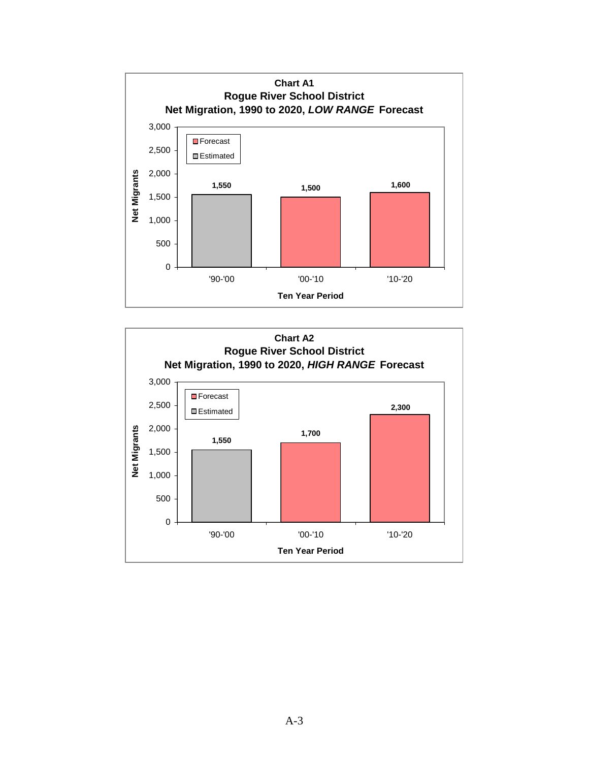Chart A1
Rogue River School District
Net Migration, 1990 to 2020, *LOW RANGE* Forecast

Forecast
Estimated

Net Migrants

3,000
2,500
2,000
1,500
1,000
500
0

1,550
1,500
1,600

'90-'00
'00-'10
'10-'20

Ten Year Period

Chart A2
Rogue River School District
Net Migration, 1990 to 2020, *HIGH RANGE* Forecast

Forecast
Estimated

Net Migrants

3,000
2,500
2,000
1,500
1,000
500
0

1,550
1,700
2,300

'90-'00
'00-'10
'10-'20

Ten Year Period